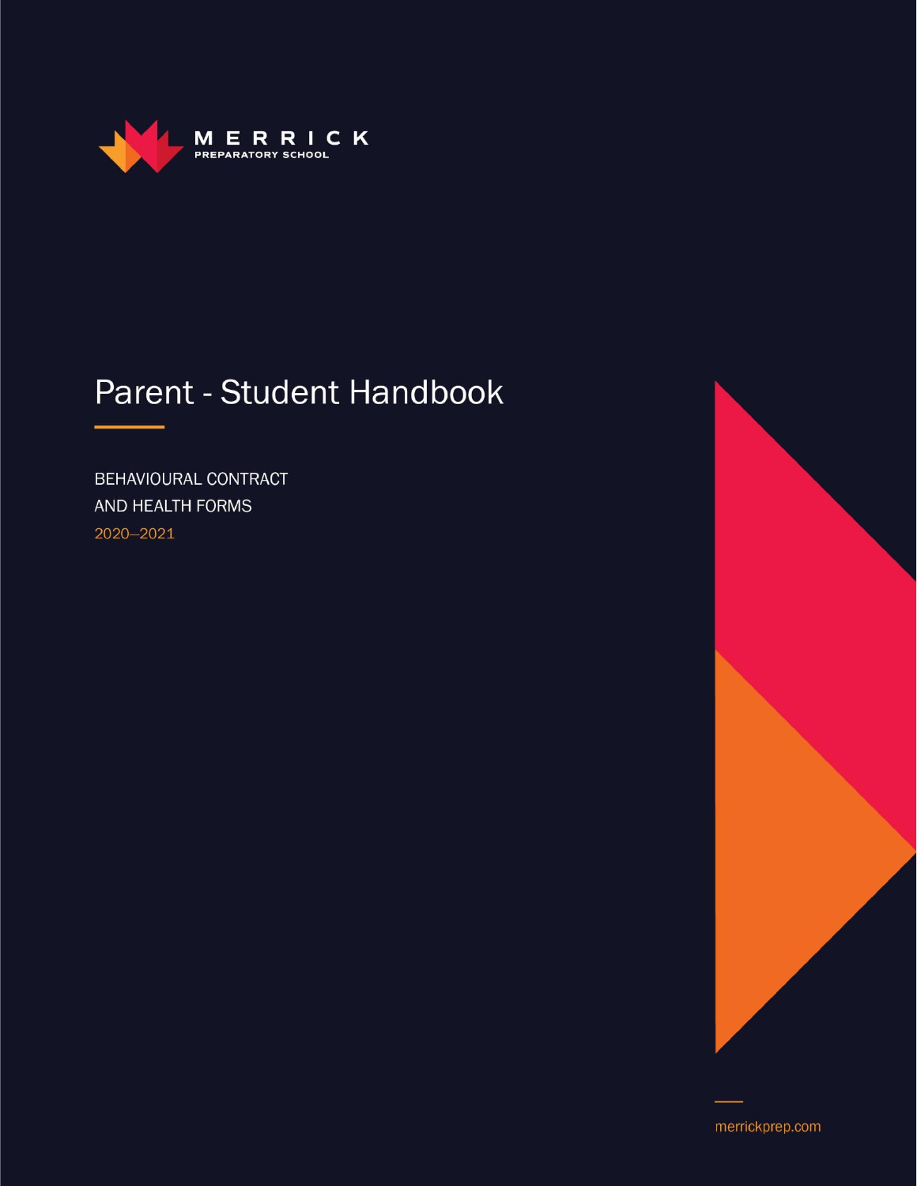MERRICK
PREPARATORY SCHOOL

# Parent - Student Handbook

BEHAVIOURAL CONTRACT
AND HEALTH FORMS
2020–2021

merrickprep.com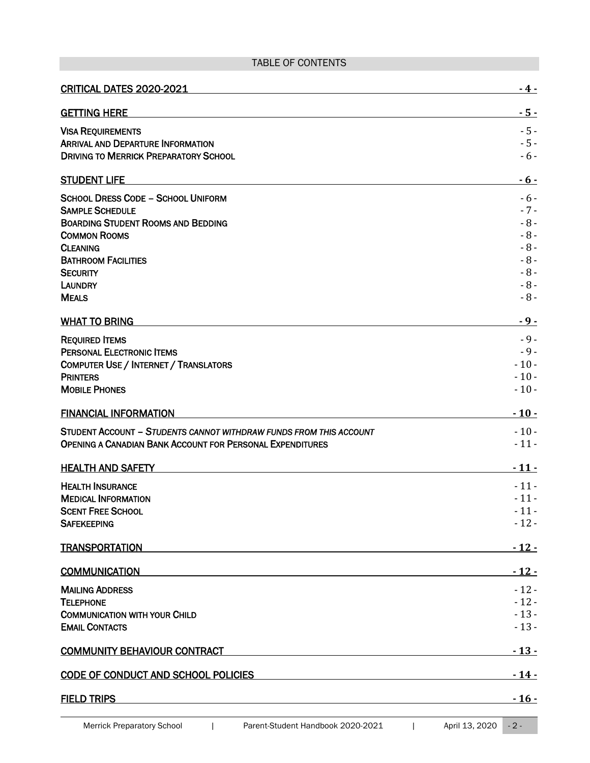# TABLE OF CONTENTS

| Section | Page |
|---|---|
| **CRITICAL DATES 2020-2021** | **- 4 -** |
| **GETTING HERE** | **- 5 -** |
| Visa Requirements | - 5 - |
| Arrival and Departure Information | - 5 - |
| Driving to Merrick Preparatory School | - 6 - |
| **STUDENT LIFE** | **- 6 -** |
| School Dress Code – School Uniform | - 6 - |
| Sample Schedule | - 7 - |
| Boarding Student Rooms and Bedding | - 8 - |
| Common Rooms | - 8 - |
| Cleaning | - 8 - |
| Bathroom Facilities | - 8 - |
| Security | - 8 - |
| Laundry | - 8 - |
| Meals | - 8 - |
| **WHAT TO BRING** | **- 9 -** |
| Required Items | - 9 - |
| Personal Electronic Items | - 9 - |
| Computer Use / Internet / Translators | - 10 - |
| Printers | - 10 - |
| Mobile Phones | - 10 - |
| **FINANCIAL INFORMATION** | **- 10 -** |
| Student Account – *Students cannot withdraw funds from this account* | - 10 - |
| Opening a Canadian Bank Account for Personal Expenditures | - 11 - |
| **HEALTH AND SAFETY** | **- 11 -** |
| Health Insurance | - 11 - |
| Medical Information | - 11 - |
| Scent Free School | - 11 - |
| Safekeeping | - 12 - |
| **TRANSPORTATION** | **- 12 -** |
| **COMMUNICATION** | **- 12 -** |
| Mailing Address | - 12 - |
| Telephone | - 12 - |
| Communication with your Child | - 13 - |
| Email Contacts | - 13 - |
| **COMMUNITY BEHAVIOUR CONTRACT** | **- 13 -** |
| **CODE OF CONDUCT AND SCHOOL POLICIES** | **- 14 -** |
| **FIELD TRIPS** | **- 16 -** |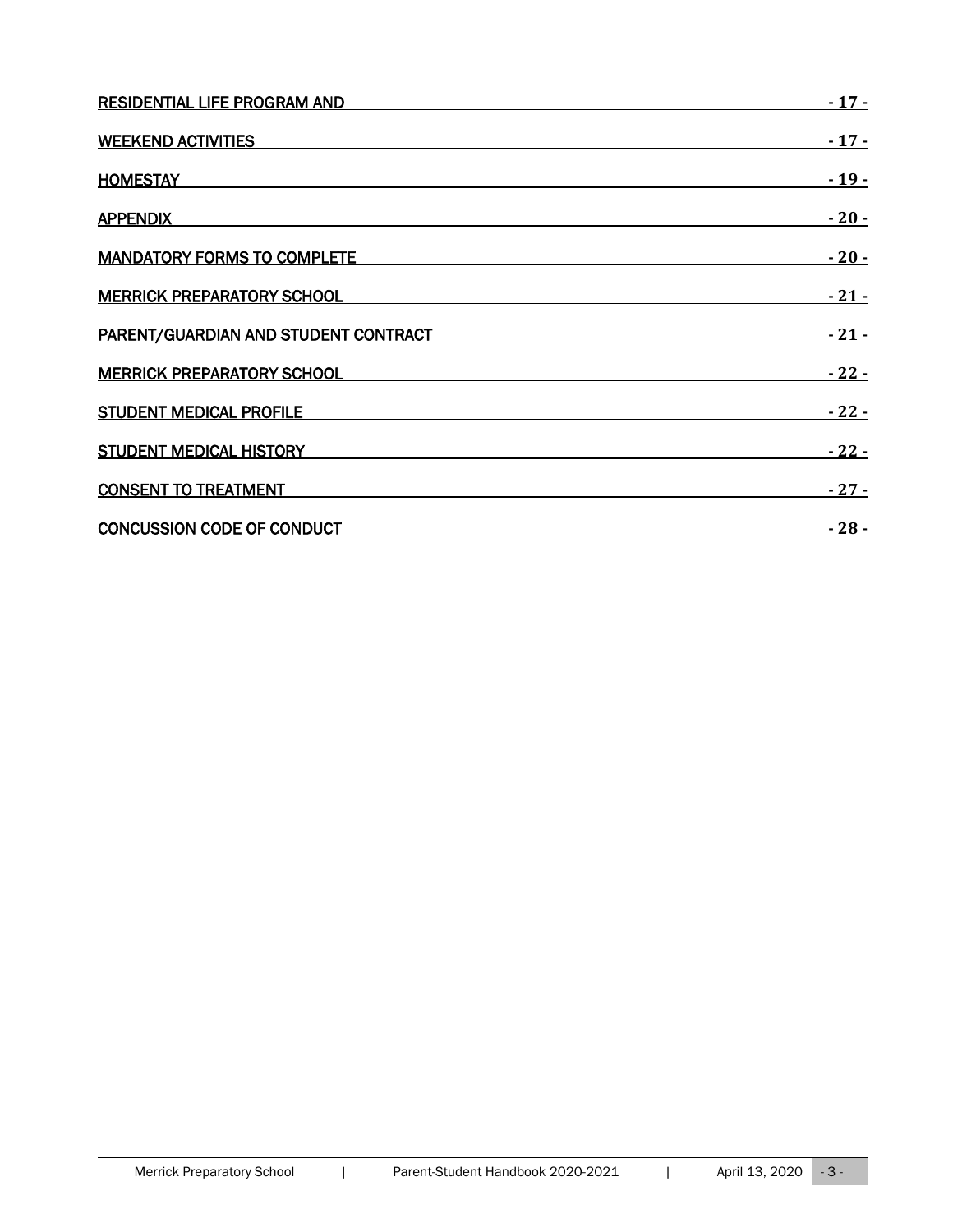| | |
|---|---|
| RESIDENTIAL LIFE PROGRAM AND | - 17 - |
| WEEKEND ACTIVITIES | - 17 - |
| HOMESTAY | - 19 - |
| APPENDIX | - 20 - |
| MANDATORY FORMS TO COMPLETE | - 20 - |
| MERRICK PREPARATORY SCHOOL | - 21 - |
| PARENT/GUARDIAN AND STUDENT CONTRACT | - 21 - |
| MERRICK PREPARATORY SCHOOL | - 22 - |
| STUDENT MEDICAL PROFILE | - 22 - |
| STUDENT MEDICAL HISTORY | - 22 - |
| CONSENT TO TREATMENT | - 27 - |
| CONCUSSION CODE OF CONDUCT | - 28 - |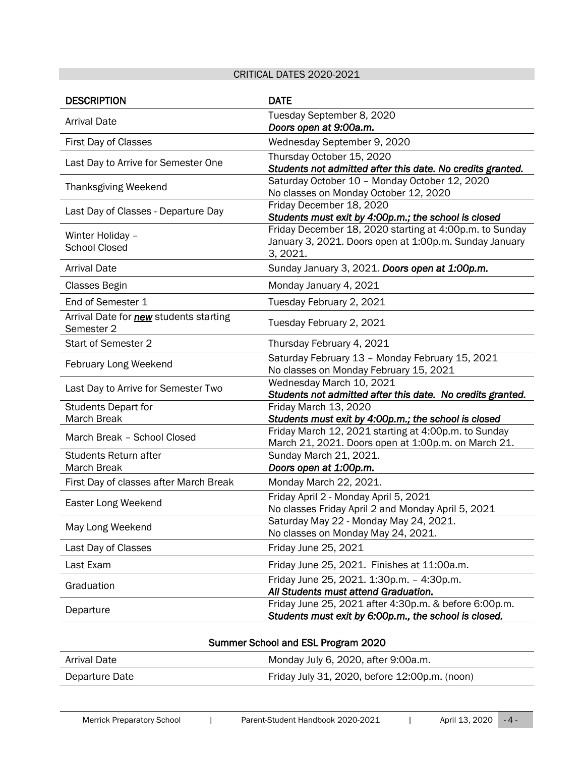## CRITICAL DATES 2020-2021

| DESCRIPTION | DATE |
|---|---|
| Arrival Date | Tuesday September 8, 2020<br>***Doors open at 9:00a.m.*** |
| First Day of Classes | Wednesday September 9, 2020 |
| Last Day to Arrive for Semester One | Thursday October 15, 2020<br>***Students not admitted after this date. No credits granted.*** |
| Thanksgiving Weekend | Saturday October 10 – Monday October 12, 2020<br>No classes on Monday October 12, 2020 |
| Last Day of Classes - Departure Day | Friday December 18, 2020<br>***Students must exit by 4:00p.m.; the school is closed*** |
| Winter Holiday – School Closed | Friday December 18, 2020 starting at 4:00p.m. to Sunday January 3, 2021. Doors open at 1:00p.m. Sunday January 3, 2021. |
| Arrival Date | Sunday January 3, 2021. ***Doors open at 1:00p.m.*** |
| Classes Begin | Monday January 4, 2021 |
| End of Semester 1 | Tuesday February 2, 2021 |
| Arrival Date for ***new*** students starting Semester 2 | Tuesday February 2, 2021 |
| Start of Semester 2 | Thursday February 4, 2021 |
| February Long Weekend | Saturday February 13 – Monday February 15, 2021<br>No classes on Monday February 15, 2021 |
| Last Day to Arrive for Semester Two | Wednesday March 10, 2021<br>***Students not admitted after this date. No credits granted.*** |
| Students Depart for March Break | Friday March 13, 2020<br>***Students must exit by 4:00p.m.; the school is closed*** |
| March Break – School Closed | Friday March 12, 2021 starting at 4:00p.m. to Sunday March 21, 2021. Doors open at 1:00p.m. on March 21. |
| Students Return after March Break | Sunday March 21, 2021.<br>***Doors open at 1:00p.m.*** |
| First Day of classes after March Break | Monday March 22, 2021. |
| Easter Long Weekend | Friday April 2 - Monday April 5, 2021<br>No classes Friday April 2 and Monday April 5, 2021 |
| May Long Weekend | Saturday May 22 - Monday May 24, 2021.<br>No classes on Monday May 24, 2021. |
| Last Day of Classes | Friday June 25, 2021 |
| Last Exam | Friday June 25, 2021. Finishes at 11:00a.m. |
| Graduation | Friday June 25, 2021. 1:30p.m. – 4:30p.m.<br>***All Students must attend Graduation.*** |
| Departure | Friday June 25, 2021 after 4:30p.m. & before 6:00p.m.<br>***Students must exit by 6:00p.m., the school is closed.*** |

### Summer School and ESL Program 2020

| | |
|---|---|
| Arrival Date | Monday July 6, 2020, after 9:00a.m. |
| Departure Date | Friday July 31, 2020, before 12:00p.m. (noon) |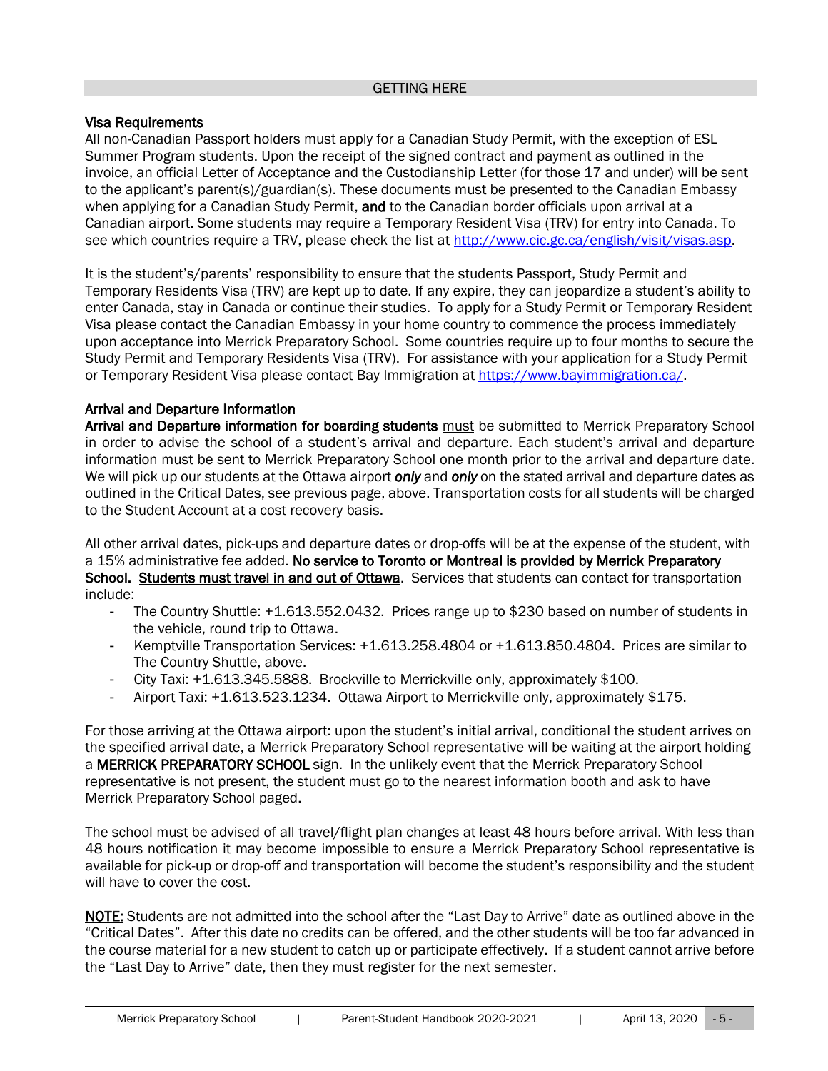## GETTING HERE

### Visa Requirements

All non-Canadian Passport holders must apply for a Canadian Study Permit, with the exception of ESL Summer Program students. Upon the receipt of the signed contract and payment as outlined in the invoice, an official Letter of Acceptance and the Custodianship Letter (for those 17 and under) will be sent to the applicant's parent(s)/guardian(s). These documents must be presented to the Canadian Embassy when applying for a Canadian Study Permit, **and** to the Canadian border officials upon arrival at a Canadian airport. Some students may require a Temporary Resident Visa (TRV) for entry into Canada. To see which countries require a TRV, please check the list at http://www.cic.gc.ca/english/visit/visas.asp.

It is the student's/parents' responsibility to ensure that the students Passport, Study Permit and Temporary Residents Visa (TRV) are kept up to date. If any expire, they can jeopardize a student's ability to enter Canada, stay in Canada or continue their studies. To apply for a Study Permit or Temporary Resident Visa please contact the Canadian Embassy in your home country to commence the process immediately upon acceptance into Merrick Preparatory School. Some countries require up to four months to secure the Study Permit and Temporary Residents Visa (TRV). For assistance with your application for a Study Permit or Temporary Resident Visa please contact Bay Immigration at https://www.bayimmigration.ca/.

### Arrival and Departure Information

**Arrival and Departure information for boarding students** must be submitted to Merrick Preparatory School in order to advise the school of a student's arrival and departure. Each student's arrival and departure information must be sent to Merrick Preparatory School one month prior to the arrival and departure date. We will pick up our students at the Ottawa airport ***only*** and ***only*** on the stated arrival and departure dates as outlined in the Critical Dates, see previous page, above. Transportation costs for all students will be charged to the Student Account at a cost recovery basis.

All other arrival dates, pick-ups and departure dates or drop-offs will be at the expense of the student, with a 15% administrative fee added. **No service to Toronto or Montreal is provided by Merrick Preparatory School. Students must travel in and out of Ottawa**. Services that students can contact for transportation include:

- The Country Shuttle: +1.613.552.0432. Prices range up to $230 based on number of students in the vehicle, round trip to Ottawa.
- Kemptville Transportation Services: +1.613.258.4804 or +1.613.850.4804. Prices are similar to The Country Shuttle, above.
- City Taxi: +1.613.345.5888. Brockville to Merrickville only, approximately $100.
- Airport Taxi: +1.613.523.1234. Ottawa Airport to Merrickville only, approximately $175.

For those arriving at the Ottawa airport: upon the student's initial arrival, conditional the student arrives on the specified arrival date, a Merrick Preparatory School representative will be waiting at the airport holding a **MERRICK PREPARATORY SCHOOL** sign. In the unlikely event that the Merrick Preparatory School representative is not present, the student must go to the nearest information booth and ask to have Merrick Preparatory School paged.

The school must be advised of all travel/flight plan changes at least 48 hours before arrival. With less than 48 hours notification it may become impossible to ensure a Merrick Preparatory School representative is available for pick-up or drop-off and transportation will become the student's responsibility and the student will have to cover the cost.

**NOTE:** Students are not admitted into the school after the "Last Day to Arrive" date as outlined above in the "Critical Dates". After this date no credits can be offered, and the other students will be too far advanced in the course material for a new student to catch up or participate effectively. If a student cannot arrive before the "Last Day to Arrive" date, then they must register for the next semester.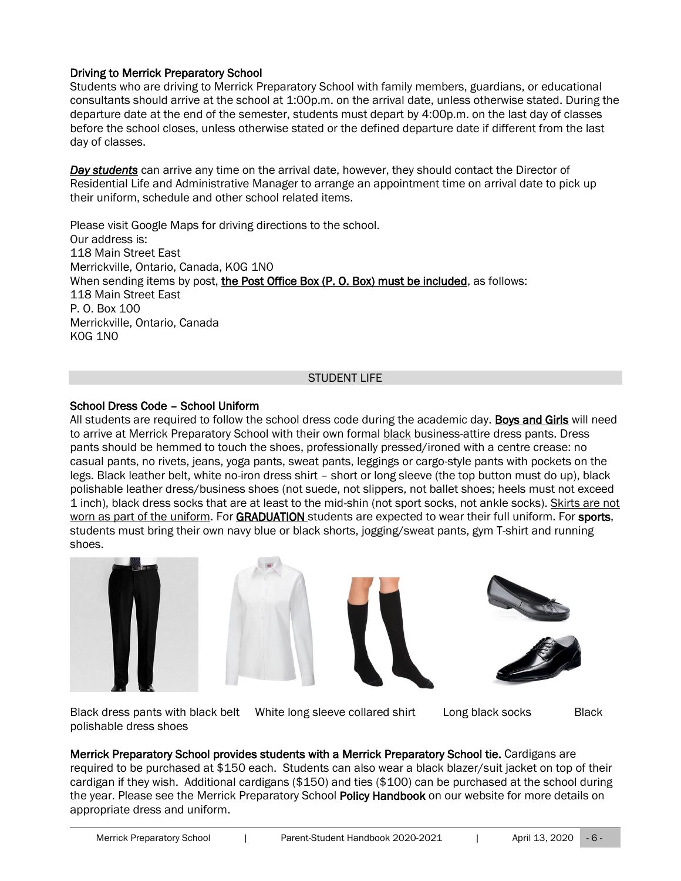### Driving to Merrick Preparatory School

Students who are driving to Merrick Preparatory School with family members, guardians, or educational consultants should arrive at the school at 1:00p.m. on the arrival date, unless otherwise stated. During the departure date at the end of the semester, students must depart by 4:00p.m. on the last day of classes before the school closes, unless otherwise stated or the defined departure date if different from the last day of classes.

***Day students*** can arrive any time on the arrival date, however, they should contact the Director of Residential Life and Administrative Manager to arrange an appointment time on arrival date to pick up their uniform, schedule and other school related items.

Please visit Google Maps for driving directions to the school.
Our address is:
118 Main Street East
Merrickville, Ontario, Canada, K0G 1N0
When sending items by post, **the Post Office Box (P. O. Box) must be included**, as follows:
118 Main Street East
P. O. Box 100
Merrickville, Ontario, Canada
K0G 1N0

## STUDENT LIFE

### School Dress Code – School Uniform

All students are required to follow the school dress code during the academic day. **Boys and Girls** will need to arrive at Merrick Preparatory School with their own formal black business-attire dress pants. Dress pants should be hemmed to touch the shoes, professionally pressed/ironed with a centre crease: no casual pants, no rivets, jeans, yoga pants, sweat pants, leggings or cargo-style pants with pockets on the legs. Black leather belt, white no-iron dress shirt – short or long sleeve (the top button must do up), black polishable leather dress/business shoes (not suede, not slippers, not ballet shoes; heels must not exceed 1 inch), black dress socks that are at least to the mid-shin (not sport socks, not ankle socks). Skirts are not worn as part of the uniform. For **GRADUATION** students are expected to wear their full uniform. For **sports**, students must bring their own navy blue or black shorts, jogging/sweat pants, gym T-shirt and running shoes.

Black dress pants with black belt    White long sleeve collared shirt    Long black socks    Black polishable dress shoes

**Merrick Preparatory School provides students with a Merrick Preparatory School tie.** Cardigans are required to be purchased at $150 each. Students can also wear a black blazer/suit jacket on top of their cardigan if they wish. Additional cardigans ($150) and ties ($100) can be purchased at the school during the year. Please see the Merrick Preparatory School **Policy Handbook** on our website for more details on appropriate dress and uniform.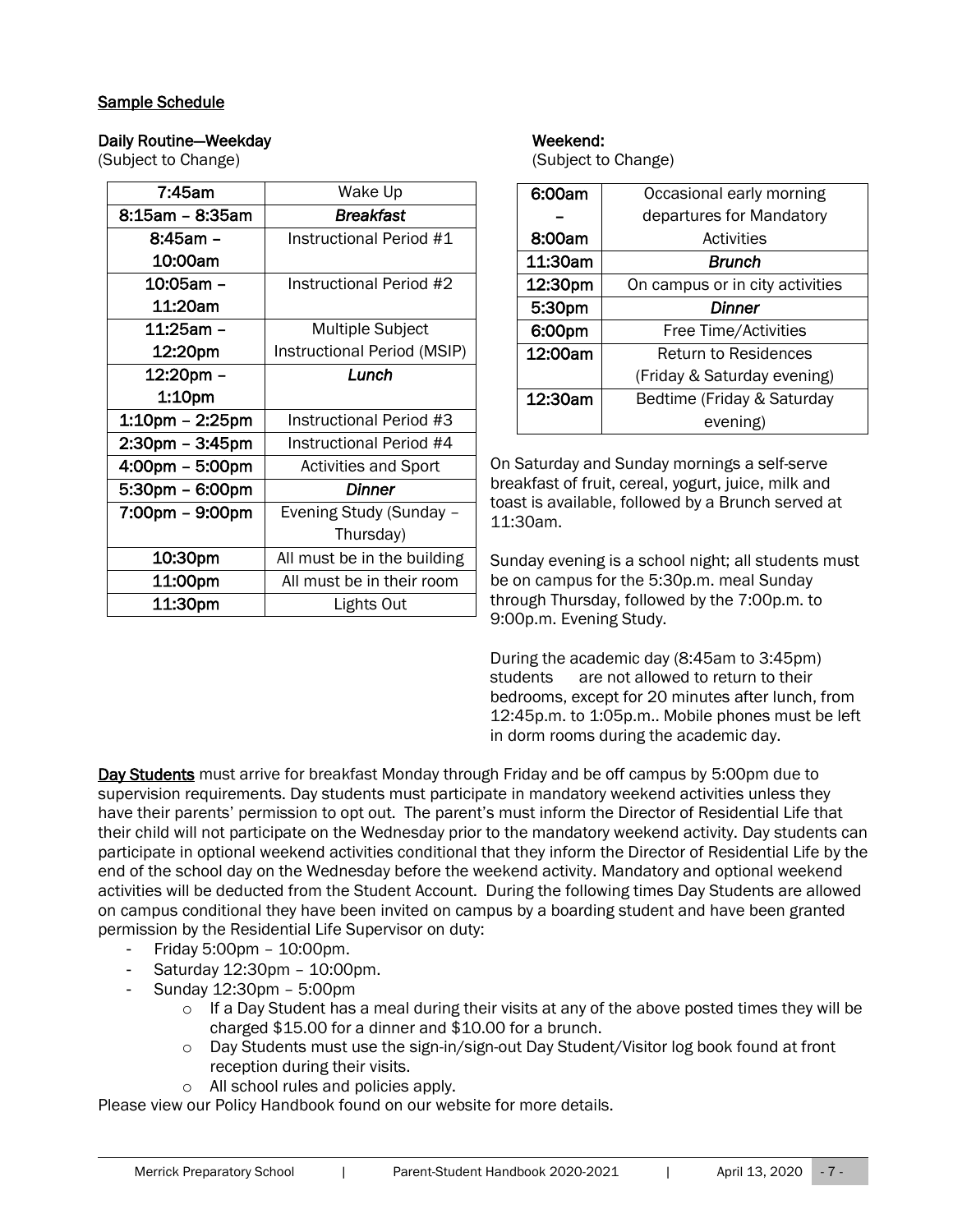**Sample Schedule**

**Daily Routine—Weekday**
(Subject to Change)

| | |
|---|---|
| 7:45am | Wake Up |
| 8:15am – 8:35am | ***Breakfast*** |
| 8:45am – 10:00am | Instructional Period #1 |
| 10:05am – 11:20am | Instructional Period #2 |
| 11:25am – 12:20pm | Multiple Subject Instructional Period (MSIP) |
| 12:20pm – 1:10pm | ***Lunch*** |
| 1:10pm – 2:25pm | Instructional Period #3 |
| 2:30pm – 3:45pm | Instructional Period #4 |
| 4:00pm – 5:00pm | Activities and Sport |
| 5:30pm – 6:00pm | ***Dinner*** |
| 7:00pm – 9:00pm | Evening Study (Sunday – Thursday) |
| 10:30pm | All must be in the building |
| 11:00pm | All must be in their room |
| 11:30pm | Lights Out |

**Weekend:**
(Subject to Change)

| | |
|---|---|
| 6:00am – 8:00am | Occasional early morning departures for Mandatory Activities |
| 11:30am | ***Brunch*** |
| 12:30pm | On campus or in city activities |
| 5:30pm | ***Dinner*** |
| 6:00pm | Free Time/Activities |
| 12:00am | Return to Residences (Friday & Saturday evening) |
| 12:30am | Bedtime (Friday & Saturday evening) |

On Saturday and Sunday mornings a self-serve breakfast of fruit, cereal, yogurt, juice, milk and toast is available, followed by a Brunch served at 11:30am.

Sunday evening is a school night; all students must be on campus for the 5:30p.m. meal Sunday through Thursday, followed by the 7:00p.m. to 9:00p.m. Evening Study.

During the academic day (8:45am to 3:45pm) students are not allowed to return to their bedrooms, except for 20 minutes after lunch, from 12:45p.m. to 1:05p.m.. Mobile phones must be left in dorm rooms during the academic day.

**Day Students** must arrive for breakfast Monday through Friday and be off campus by 5:00pm due to supervision requirements. Day students must participate in mandatory weekend activities unless they have their parents' permission to opt out. The parent's must inform the Director of Residential Life that their child will not participate on the Wednesday prior to the mandatory weekend activity. Day students can participate in optional weekend activities conditional that they inform the Director of Residential Life by the end of the school day on the Wednesday before the weekend activity. Mandatory and optional weekend activities will be deducted from the Student Account. During the following times Day Students are allowed on campus conditional they have been invited on campus by a boarding student and have been granted permission by the Residential Life Supervisor on duty:

- Friday 5:00pm – 10:00pm.
- Saturday 12:30pm – 10:00pm.
- Sunday 12:30pm – 5:00pm
  - If a Day Student has a meal during their visits at any of the above posted times they will be charged $15.00 for a dinner and $10.00 for a brunch.
  - Day Students must use the sign-in/sign-out Day Student/Visitor log book found at front reception during their visits.
  - All school rules and policies apply.

Please view our Policy Handbook found on our website for more details.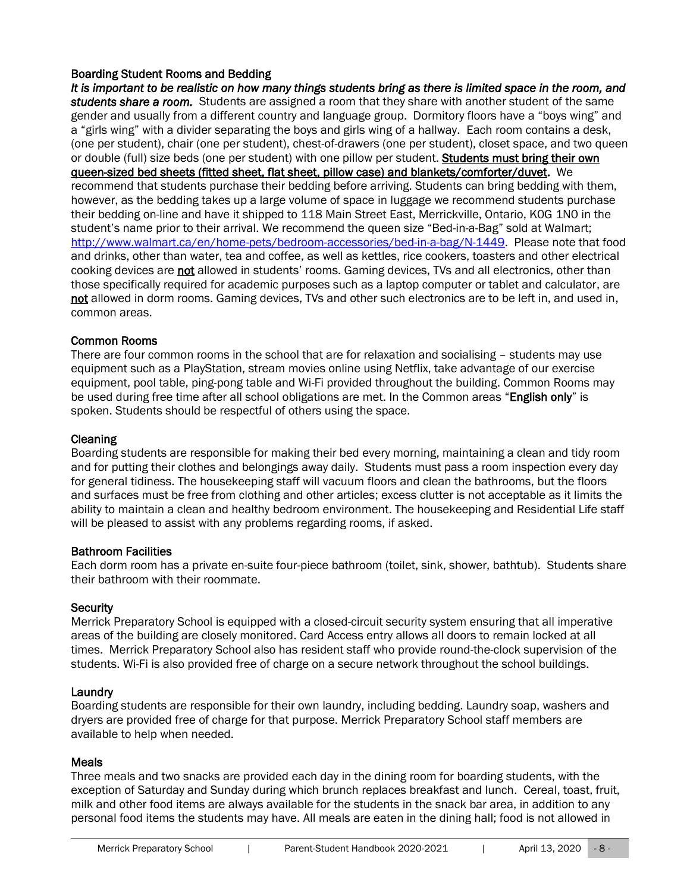## Boarding Student Rooms and Bedding

***It is important to be realistic on how many things students bring as there is limited space in the room, and students share a room.*** Students are assigned a room that they share with another student of the same gender and usually from a different country and language group. Dormitory floors have a "boys wing" and a "girls wing" with a divider separating the boys and girls wing of a hallway. Each room contains a desk, (one per student), chair (one per student), chest-of-drawers (one per student), closet space, and two queen or double (full) size beds (one per student) with one pillow per student. **Students must bring their own queen-sized bed sheets (fitted sheet, flat sheet, pillow case) and blankets/comforter/duvet.** We recommend that students purchase their bedding before arriving. Students can bring bedding with them, however, as the bedding takes up a large volume of space in luggage we recommend students purchase their bedding on-line and have it shipped to 118 Main Street East, Merrickville, Ontario, K0G 1N0 in the student's name prior to their arrival. We recommend the queen size "Bed-in-a-Bag" sold at Walmart; http://www.walmart.ca/en/home-pets/bedroom-accessories/bed-in-a-bag/N-1449. Please note that food and drinks, other than water, tea and coffee, as well as kettles, rice cookers, toasters and other electrical cooking devices are not allowed in students' rooms. Gaming devices, TVs and all electronics, other than those specifically required for academic purposes such as a laptop computer or tablet and calculator, are not allowed in dorm rooms. Gaming devices, TVs and other such electronics are to be left in, and used in, common areas.

## Common Rooms

There are four common rooms in the school that are for relaxation and socialising – students may use equipment such as a PlayStation, stream movies online using Netflix, take advantage of our exercise equipment, pool table, ping-pong table and Wi-Fi provided throughout the building. Common Rooms may be used during free time after all school obligations are met. In the Common areas "**English only**" is spoken. Students should be respectful of others using the space.

## Cleaning

Boarding students are responsible for making their bed every morning, maintaining a clean and tidy room and for putting their clothes and belongings away daily. Students must pass a room inspection every day for general tidiness. The housekeeping staff will vacuum floors and clean the bathrooms, but the floors and surfaces must be free from clothing and other articles; excess clutter is not acceptable as it limits the ability to maintain a clean and healthy bedroom environment. The housekeeping and Residential Life staff will be pleased to assist with any problems regarding rooms, if asked.

## Bathroom Facilities

Each dorm room has a private en-suite four-piece bathroom (toilet, sink, shower, bathtub). Students share their bathroom with their roommate.

## Security

Merrick Preparatory School is equipped with a closed-circuit security system ensuring that all imperative areas of the building are closely monitored. Card Access entry allows all doors to remain locked at all times. Merrick Preparatory School also has resident staff who provide round-the-clock supervision of the students. Wi-Fi is also provided free of charge on a secure network throughout the school buildings.

## Laundry

Boarding students are responsible for their own laundry, including bedding. Laundry soap, washers and dryers are provided free of charge for that purpose. Merrick Preparatory School staff members are available to help when needed.

## Meals

Three meals and two snacks are provided each day in the dining room for boarding students, with the exception of Saturday and Sunday during which brunch replaces breakfast and lunch. Cereal, toast, fruit, milk and other food items are always available for the students in the snack bar area, in addition to any personal food items the students may have. All meals are eaten in the dining hall; food is not allowed in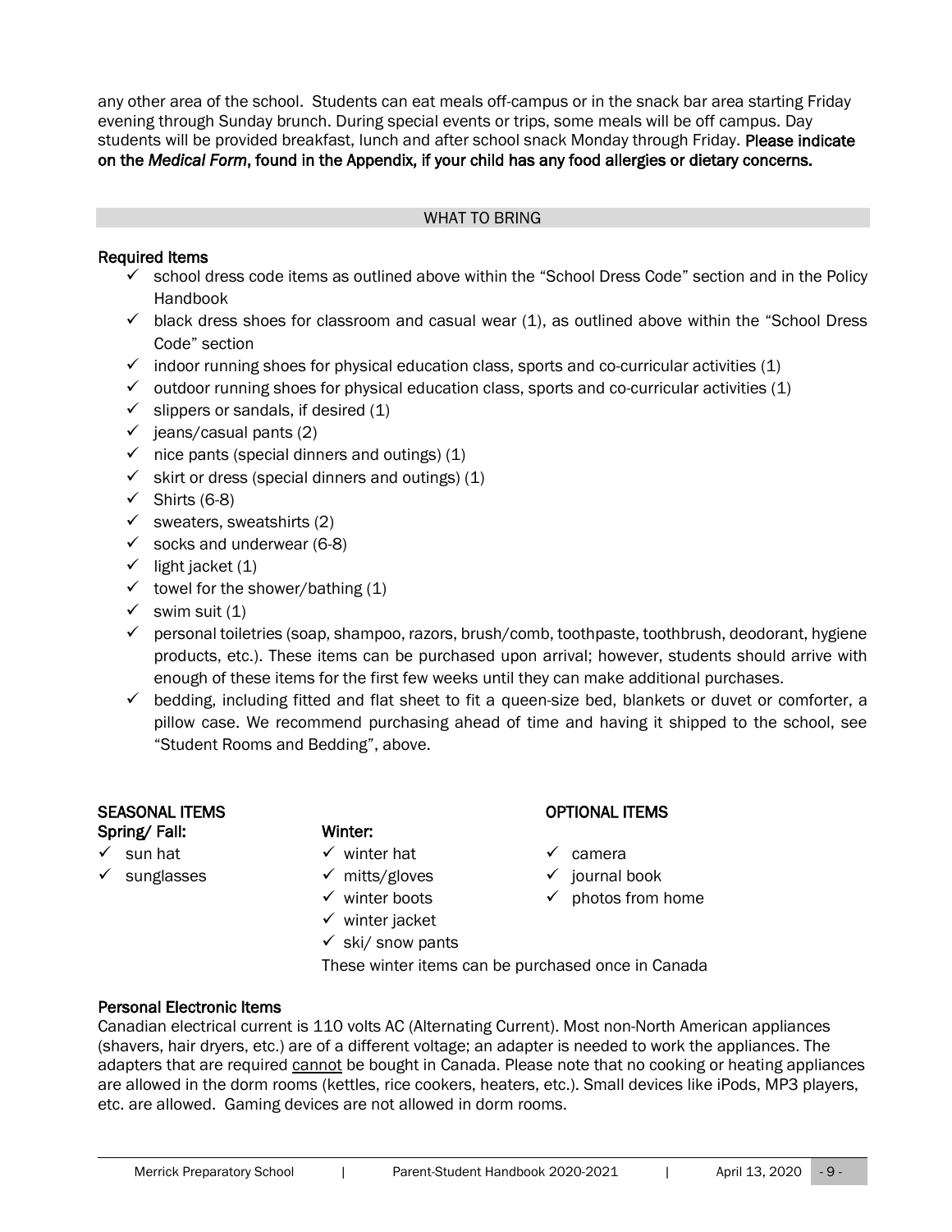any other area of the school. Students can eat meals off-campus or in the snack bar area starting Friday evening through Sunday brunch. During special events or trips, some meals will be off campus. Day students will be provided breakfast, lunch and after school snack Monday through Friday. **Please indicate on the *Medical Form*, found in the Appendix, if your child has any food allergies or dietary concerns.**

## WHAT TO BRING

### Required Items

- ✓ school dress code items as outlined above within the "School Dress Code" section and in the Policy Handbook
- ✓ black dress shoes for classroom and casual wear (1), as outlined above within the "School Dress Code" section
- ✓ indoor running shoes for physical education class, sports and co-curricular activities (1)
- ✓ outdoor running shoes for physical education class, sports and co-curricular activities (1)
- ✓ slippers or sandals, if desired (1)
- ✓ jeans/casual pants (2)
- ✓ nice pants (special dinners and outings) (1)
- ✓ skirt or dress (special dinners and outings) (1)
- ✓ Shirts (6-8)
- ✓ sweaters, sweatshirts (2)
- ✓ socks and underwear (6-8)
- ✓ light jacket (1)
- ✓ towel for the shower/bathing (1)
- ✓ swim suit (1)
- ✓ personal toiletries (soap, shampoo, razors, brush/comb, toothpaste, toothbrush, deodorant, hygiene products, etc.). These items can be purchased upon arrival; however, students should arrive with enough of these items for the first few weeks until they can make additional purchases.
- ✓ bedding, including fitted and flat sheet to fit a queen-size bed, blankets or duvet or comforter, a pillow case. We recommend purchasing ahead of time and having it shipped to the school, see "Student Rooms and Bedding", above.

### SEASONAL ITEMS

**Spring/ Fall:**

- ✓ sun hat
- ✓ sunglasses

**Winter:**

- ✓ winter hat
- ✓ mitts/gloves
- ✓ winter boots
- ✓ winter jacket
- ✓ ski/ snow pants

These winter items can be purchased once in Canada

### OPTIONAL ITEMS

- ✓ camera
- ✓ journal book
- ✓ photos from home

### Personal Electronic Items

Canadian electrical current is 110 volts AC (Alternating Current). Most non-North American appliances (shavers, hair dryers, etc.) are of a different voltage; an adapter is needed to work the appliances. The adapters that are required <u>cannot</u> be bought in Canada. Please note that no cooking or heating appliances are allowed in the dorm rooms (kettles, rice cookers, heaters, etc.). Small devices like iPods, MP3 players, etc. are allowed. Gaming devices are not allowed in dorm rooms.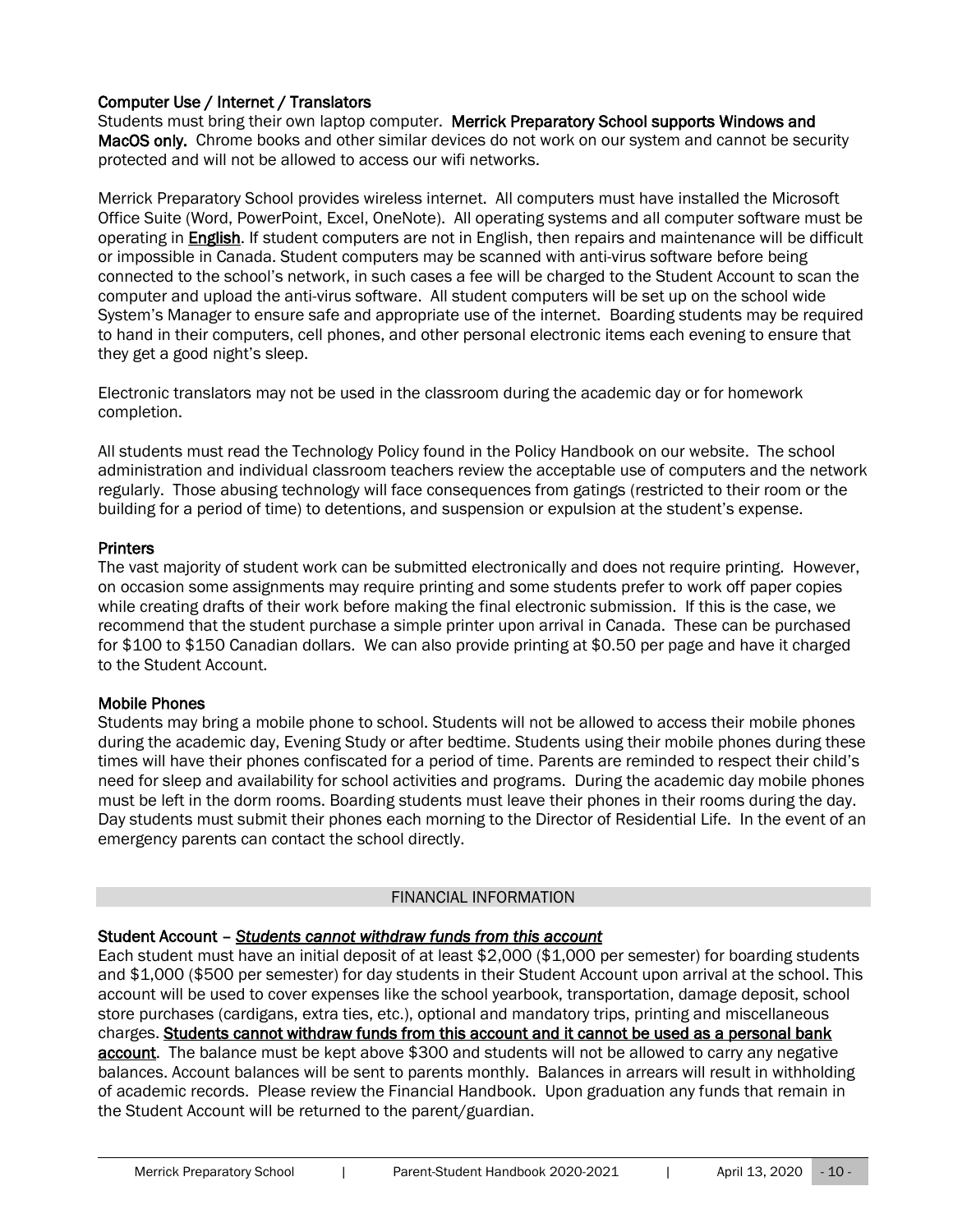### Computer Use / Internet / Translators

Students must bring their own laptop computer. **Merrick Preparatory School supports Windows and MacOS only.** Chrome books and other similar devices do not work on our system and cannot be security protected and will not be allowed to access our wifi networks.

Merrick Preparatory School provides wireless internet. All computers must have installed the Microsoft Office Suite (Word, PowerPoint, Excel, OneNote). All operating systems and all computer software must be operating in **English**. If student computers are not in English, then repairs and maintenance will be difficult or impossible in Canada. Student computers may be scanned with anti-virus software before being connected to the school's network, in such cases a fee will be charged to the Student Account to scan the computer and upload the anti-virus software. All student computers will be set up on the school wide System's Manager to ensure safe and appropriate use of the internet. Boarding students may be required to hand in their computers, cell phones, and other personal electronic items each evening to ensure that they get a good night's sleep.

Electronic translators may not be used in the classroom during the academic day or for homework completion.

All students must read the Technology Policy found in the Policy Handbook on our website. The school administration and individual classroom teachers review the acceptable use of computers and the network regularly. Those abusing technology will face consequences from gatings (restricted to their room or the building for a period of time) to detentions, and suspension or expulsion at the student's expense.

### Printers

The vast majority of student work can be submitted electronically and does not require printing. However, on occasion some assignments may require printing and some students prefer to work off paper copies while creating drafts of their work before making the final electronic submission. If this is the case, we recommend that the student purchase a simple printer upon arrival in Canada. These can be purchased for $100 to $150 Canadian dollars. We can also provide printing at $0.50 per page and have it charged to the Student Account.

### Mobile Phones

Students may bring a mobile phone to school. Students will not be allowed to access their mobile phones during the academic day, Evening Study or after bedtime. Students using their mobile phones during these times will have their phones confiscated for a period of time. Parents are reminded to respect their child's need for sleep and availability for school activities and programs. During the academic day mobile phones must be left in the dorm rooms. Boarding students must leave their phones in their rooms during the day. Day students must submit their phones each morning to the Director of Residential Life. In the event of an emergency parents can contact the school directly.

## FINANCIAL INFORMATION

### Student Account – *Students cannot withdraw funds from this account*

Each student must have an initial deposit of at least $2,000 ($1,000 per semester) for boarding students and $1,000 ($500 per semester) for day students in their Student Account upon arrival at the school. This account will be used to cover expenses like the school yearbook, transportation, damage deposit, school store purchases (cardigans, extra ties, etc.), optional and mandatory trips, printing and miscellaneous charges. **Students cannot withdraw funds from this account and it cannot be used as a personal bank account**. The balance must be kept above $300 and students will not be allowed to carry any negative balances. Account balances will be sent to parents monthly. Balances in arrears will result in withholding of academic records. Please review the Financial Handbook. Upon graduation any funds that remain in the Student Account will be returned to the parent/guardian.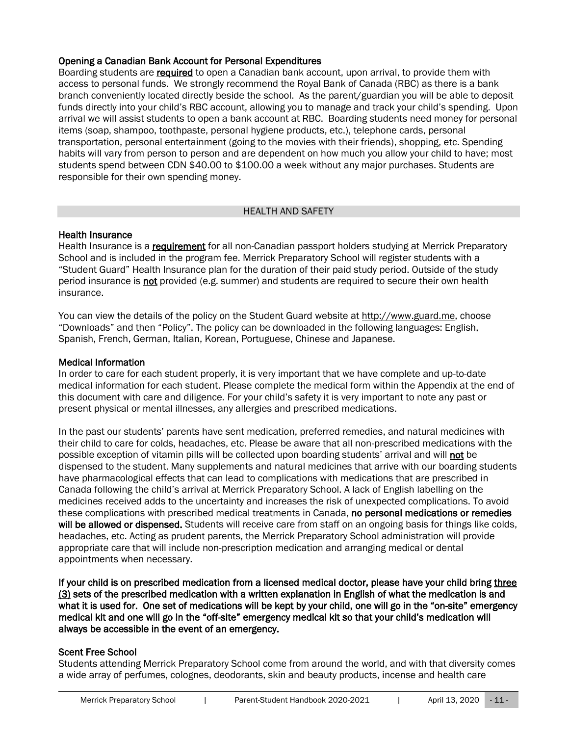### Opening a Canadian Bank Account for Personal Expenditures

Boarding students are <u>**required**</u> to open a Canadian bank account, upon arrival, to provide them with access to personal funds. We strongly recommend the Royal Bank of Canada (RBC) as there is a bank branch conveniently located directly beside the school. As the parent/guardian you will be able to deposit funds directly into your child's RBC account, allowing you to manage and track your child's spending. Upon arrival we will assist students to open a bank account at RBC. Boarding students need money for personal items (soap, shampoo, toothpaste, personal hygiene products, etc.), telephone cards, personal transportation, personal entertainment (going to the movies with their friends), shopping, etc. Spending habits will vary from person to person and are dependent on how much you allow your child to have; most students spend between CDN $40.00 to $100.00 a week without any major purchases. Students are responsible for their own spending money.

## HEALTH AND SAFETY

### Health Insurance

Health Insurance is a <u>**requirement**</u> for all non-Canadian passport holders studying at Merrick Preparatory School and is included in the program fee. Merrick Preparatory School will register students with a "Student Guard" Health Insurance plan for the duration of their paid study period. Outside of the study period insurance is <u>**not**</u> provided (e.g. summer) and students are required to secure their own health insurance.

You can view the details of the policy on the Student Guard website at http://www.guard.me, choose "Downloads" and then "Policy". The policy can be downloaded in the following languages: English, Spanish, French, German, Italian, Korean, Portuguese, Chinese and Japanese.

### Medical Information

In order to care for each student properly, it is very important that we have complete and up-to-date medical information for each student. Please complete the medical form within the Appendix at the end of this document with care and diligence. For your child's safety it is very important to note any past or present physical or mental illnesses, any allergies and prescribed medications.

In the past our students' parents have sent medication, preferred remedies, and natural medicines with their child to care for colds, headaches, etc. Please be aware that all non-prescribed medications with the possible exception of vitamin pills will be collected upon boarding students' arrival and will <u>**not**</u> be dispensed to the student. Many supplements and natural medicines that arrive with our boarding students have pharmacological effects that can lead to complications with medications that are prescribed in Canada following the child's arrival at Merrick Preparatory School. A lack of English labelling on the medicines received adds to the uncertainty and increases the risk of unexpected complications. To avoid these complications with prescribed medical treatments in Canada, **no personal medications or remedies will be allowed or dispensed.** Students will receive care from staff on an ongoing basis for things like colds, headaches, etc. Acting as prudent parents, the Merrick Preparatory School administration will provide appropriate care that will include non-prescription medication and arranging medical or dental appointments when necessary.

**If your child is on prescribed medication from a licensed medical doctor, please have your child bring <u>three (3)</u> sets of the prescribed medication with a written explanation in English of what the medication is and what it is used for. One set of medications will be kept by your child, one will go in the "on-site" emergency medical kit and one will go in the "off-site" emergency medical kit so that your child's medication will always be accessible in the event of an emergency.**

### Scent Free School

Students attending Merrick Preparatory School come from around the world, and with that diversity comes a wide array of perfumes, colognes, deodorants, skin and beauty products, incense and health care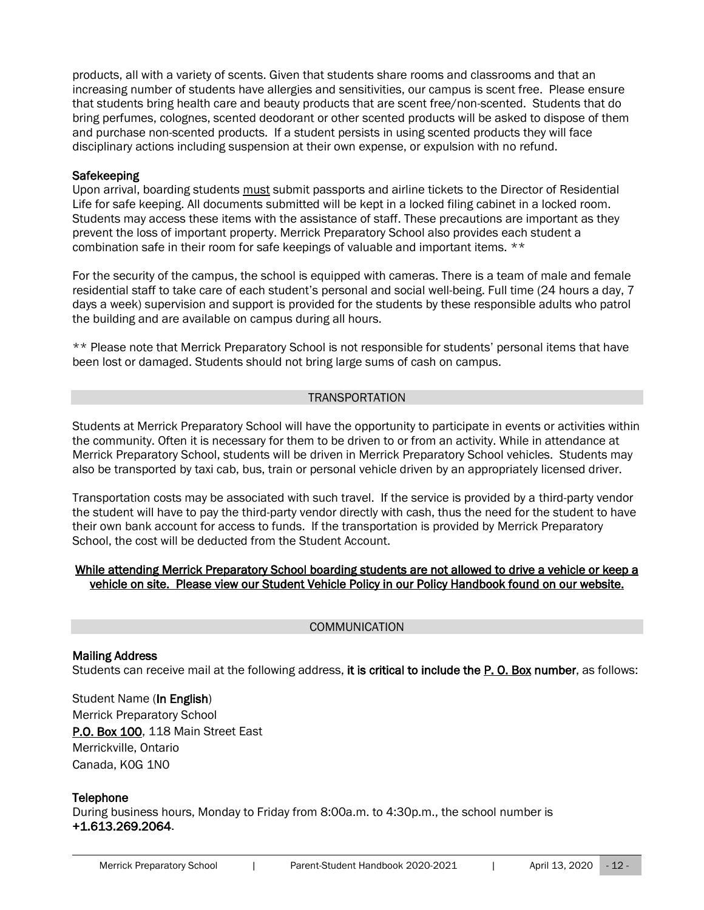products, all with a variety of scents. Given that students share rooms and classrooms and that an increasing number of students have allergies and sensitivities, our campus is scent free. Please ensure that students bring health care and beauty products that are scent free/non-scented. Students that do bring perfumes, colognes, scented deodorant or other scented products will be asked to dispose of them and purchase non-scented products. If a student persists in using scented products they will face disciplinary actions including suspension at their own expense, or expulsion with no refund.

### Safekeeping

Upon arrival, boarding students <u>must</u> submit passports and airline tickets to the Director of Residential Life for safe keeping. All documents submitted will be kept in a locked filing cabinet in a locked room. Students may access these items with the assistance of staff. These precautions are important as they prevent the loss of important property. Merrick Preparatory School also provides each student a combination safe in their room for safe keepings of valuable and important items. **

For the security of the campus, the school is equipped with cameras. There is a team of male and female residential staff to take care of each student's personal and social well-being. Full time (24 hours a day, 7 days a week) supervision and support is provided for the students by these responsible adults who patrol the building and are available on campus during all hours.

** Please note that Merrick Preparatory School is not responsible for students' personal items that have been lost or damaged. Students should not bring large sums of cash on campus.

## TRANSPORTATION

Students at Merrick Preparatory School will have the opportunity to participate in events or activities within the community. Often it is necessary for them to be driven to or from an activity. While in attendance at Merrick Preparatory School, students will be driven in Merrick Preparatory School vehicles. Students may also be transported by taxi cab, bus, train or personal vehicle driven by an appropriately licensed driver.

Transportation costs may be associated with such travel. If the service is provided by a third-party vendor the student will have to pay the third-party vendor directly with cash, thus the need for the student to have their own bank account for access to funds. If the transportation is provided by Merrick Preparatory School, the cost will be deducted from the Student Account.

<u>While attending Merrick Preparatory School boarding students are not allowed to drive a vehicle or keep a vehicle on site. Please view our Student Vehicle Policy in our Policy Handbook found on our website.</u>

## COMMUNICATION

### Mailing Address

Students can receive mail at the following address, **it is critical to include the <u>P. O. Box</u> number**, as follows:

Student Name (**In English**)
Merrick Preparatory School
**<u>P.O. Box 100</u>**, 118 Main Street East
Merrickville, Ontario
Canada, K0G 1N0

### Telephone

During business hours, Monday to Friday from 8:00a.m. to 4:30p.m., the school number is **+1.613.269.2064**.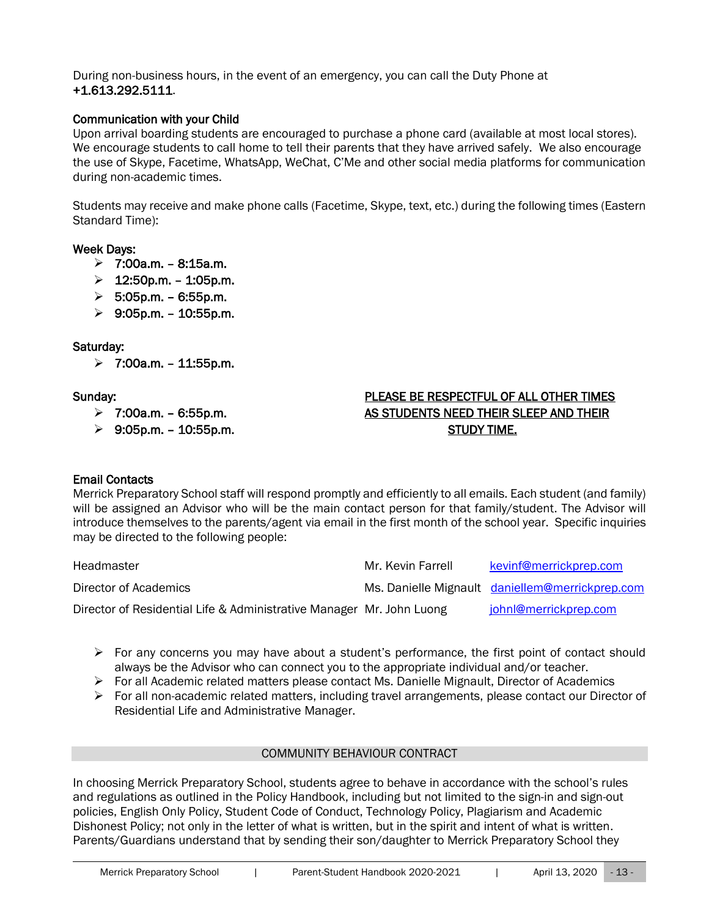During non-business hours, in the event of an emergency, you can call the Duty Phone at **+1.613.292.5111**.

**Communication with your Child**

Upon arrival boarding students are encouraged to purchase a phone card (available at most local stores). We encourage students to call home to tell their parents that they have arrived safely. We also encourage the use of Skype, Facetime, WhatsApp, WeChat, C'Me and other social media platforms for communication during non-academic times.

Students may receive and make phone calls (Facetime, Skype, text, etc.) during the following times (Eastern Standard Time):

**Week Days:**

- 7:00a.m. – 8:15a.m.
- 12:50p.m. – 1:05p.m.
- 5:05p.m. – 6:55p.m.
- 9:05p.m. – 10:55p.m.

**Saturday:**

- 7:00a.m. – 11:55p.m.

**Sunday:**

- 7:00a.m. – 6:55p.m.
- 9:05p.m. – 10:55p.m.

**PLEASE BE RESPECTFUL OF ALL OTHER TIMES AS STUDENTS NEED THEIR SLEEP AND THEIR STUDY TIME.**

**Email Contacts**

Merrick Preparatory School staff will respond promptly and efficiently to all emails. Each student (and family) will be assigned an Advisor who will be the main contact person for that family/student. The Advisor will introduce themselves to the parents/agent via email in the first month of the school year. Specific inquiries may be directed to the following people:

| | | |
|---|---|---|
| Headmaster | Mr. Kevin Farrell | kevinf@merrickprep.com |
| Director of Academics | Ms. Danielle Mignault | daniellem@merrickprep.com |
| Director of Residential Life & Administrative Manager | Mr. John Luong | johnl@merrickprep.com |

- For any concerns you may have about a student's performance, the first point of contact should always be the Advisor who can connect you to the appropriate individual and/or teacher.
- For all Academic related matters please contact Ms. Danielle Mignault, Director of Academics
- For all non-academic related matters, including travel arrangements, please contact our Director of Residential Life and Administrative Manager.

## COMMUNITY BEHAVIOUR CONTRACT

In choosing Merrick Preparatory School, students agree to behave in accordance with the school's rules and regulations as outlined in the Policy Handbook, including but not limited to the sign-in and sign-out policies, English Only Policy, Student Code of Conduct, Technology Policy, Plagiarism and Academic Dishonest Policy; not only in the letter of what is written, but in the spirit and intent of what is written. Parents/Guardians understand that by sending their son/daughter to Merrick Preparatory School they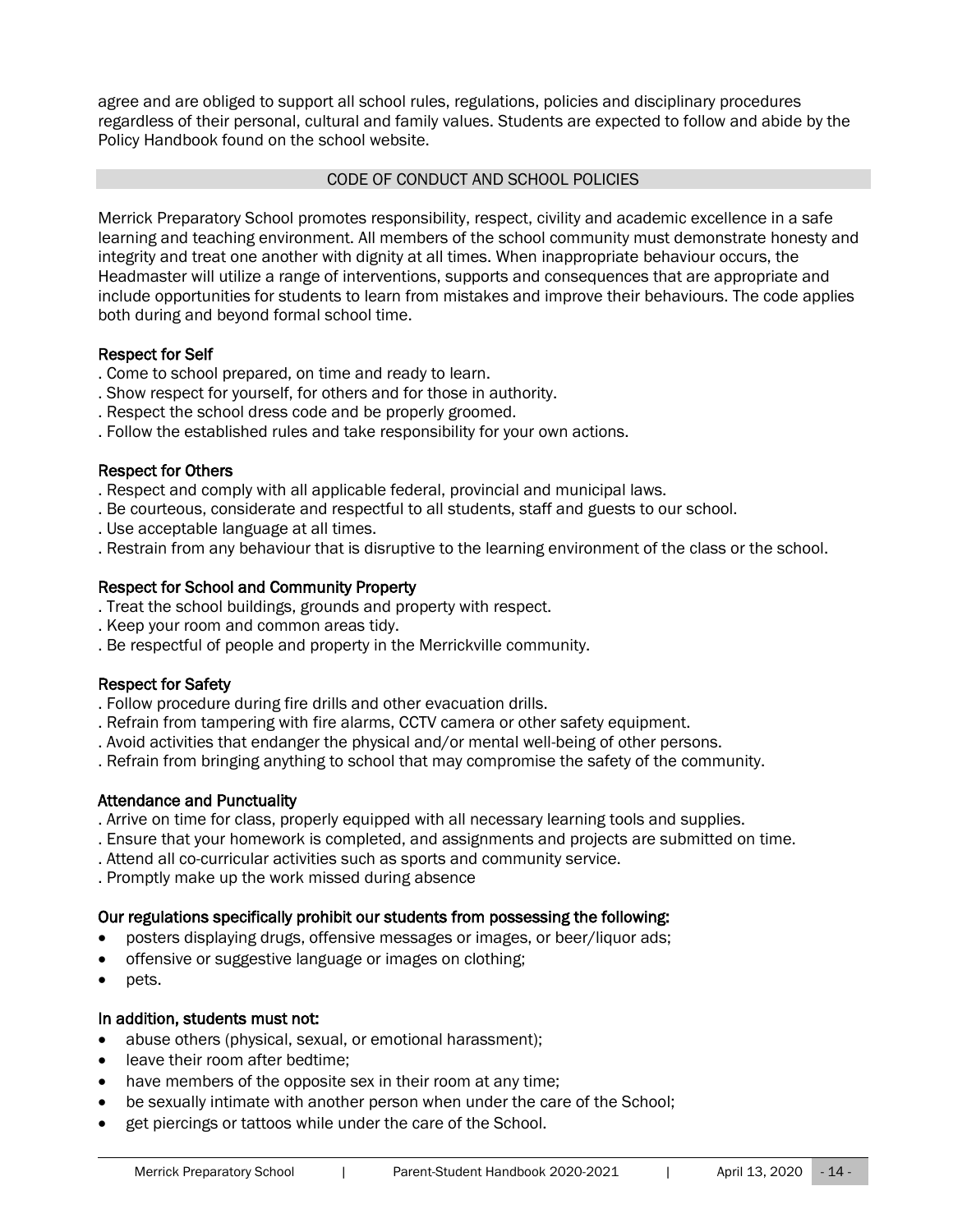agree and are obliged to support all school rules, regulations, policies and disciplinary procedures regardless of their personal, cultural and family values. Students are expected to follow and abide by the Policy Handbook found on the school website.

## CODE OF CONDUCT AND SCHOOL POLICIES

Merrick Preparatory School promotes responsibility, respect, civility and academic excellence in a safe learning and teaching environment. All members of the school community must demonstrate honesty and integrity and treat one another with dignity at all times. When inappropriate behaviour occurs, the Headmaster will utilize a range of interventions, supports and consequences that are appropriate and include opportunities for students to learn from mistakes and improve their behaviours. The code applies both during and beyond formal school time.

### Respect for Self

. Come to school prepared, on time and ready to learn.
. Show respect for yourself, for others and for those in authority.
. Respect the school dress code and be properly groomed.
. Follow the established rules and take responsibility for your own actions.

### Respect for Others

. Respect and comply with all applicable federal, provincial and municipal laws.
. Be courteous, considerate and respectful to all students, staff and guests to our school.
. Use acceptable language at all times.
. Restrain from any behaviour that is disruptive to the learning environment of the class or the school.

### Respect for School and Community Property

. Treat the school buildings, grounds and property with respect.
. Keep your room and common areas tidy.
. Be respectful of people and property in the Merrickville community.

### Respect for Safety

. Follow procedure during fire drills and other evacuation drills.
. Refrain from tampering with fire alarms, CCTV camera or other safety equipment.
. Avoid activities that endanger the physical and/or mental well-being of other persons.
. Refrain from bringing anything to school that may compromise the safety of the community.

### Attendance and Punctuality

. Arrive on time for class, properly equipped with all necessary learning tools and supplies.
. Ensure that your homework is completed, and assignments and projects are submitted on time.
. Attend all co-curricular activities such as sports and community service.
. Promptly make up the work missed during absence

**Our regulations specifically prohibit our students from possessing the following:**

- posters displaying drugs, offensive messages or images, or beer/liquor ads;
- offensive or suggestive language or images on clothing;
- pets.

**In addition, students must not:**

- abuse others (physical, sexual, or emotional harassment);
- leave their room after bedtime;
- have members of the opposite sex in their room at any time;
- be sexually intimate with another person when under the care of the School;
- get piercings or tattoos while under the care of the School.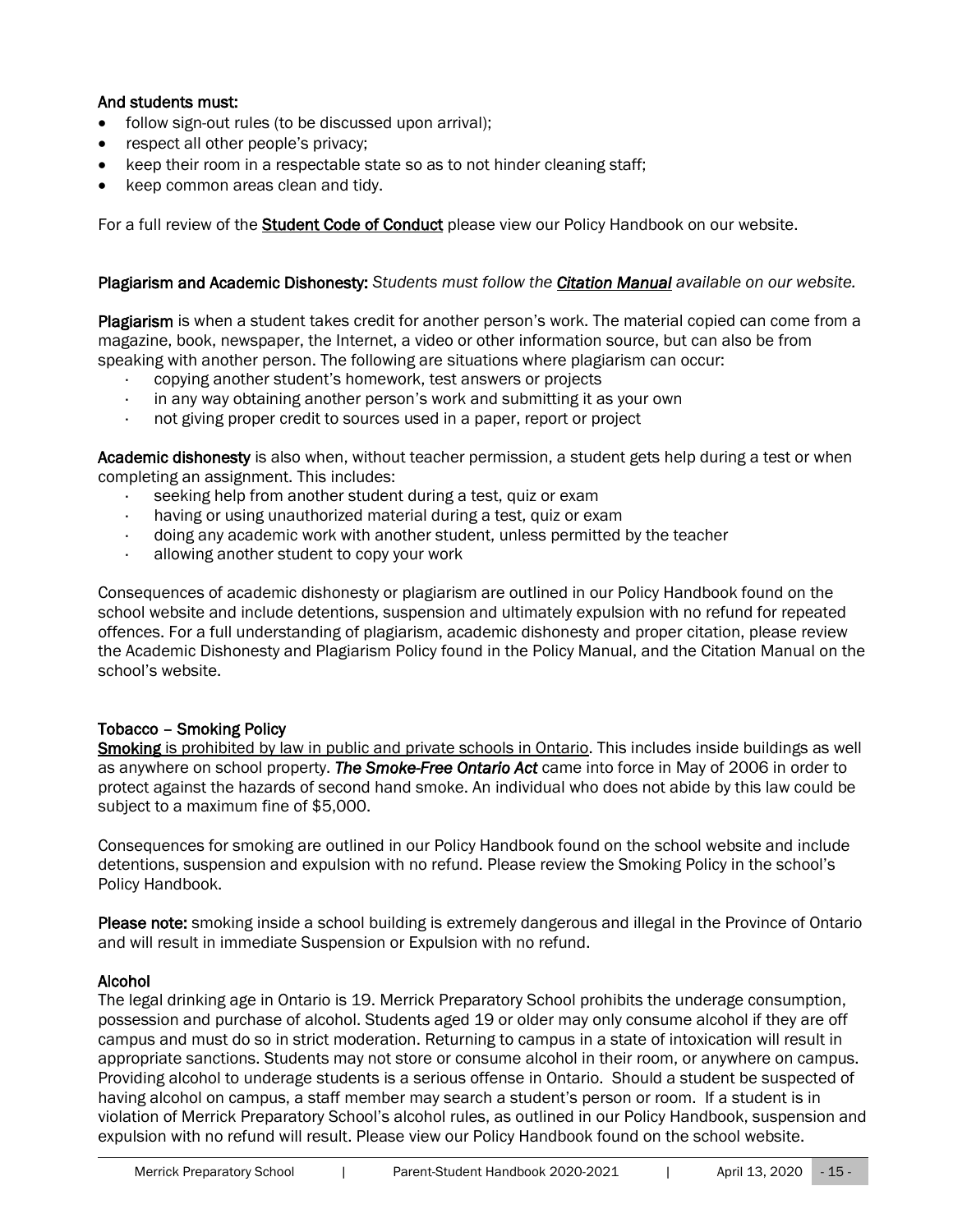**And students must:**

- follow sign-out rules (to be discussed upon arrival);
- respect all other people's privacy;
- keep their room in a respectable state so as to not hinder cleaning staff;
- keep common areas clean and tidy.

For a full review of the **Student Code of Conduct** please view our Policy Handbook on our website.

**Plagiarism and Academic Dishonesty:** *Students must follow the **Citation Manual** available on our website.*

**Plagiarism** is when a student takes credit for another person's work. The material copied can come from a magazine, book, newspaper, the Internet, a video or other information source, but can also be from speaking with another person. The following are situations where plagiarism can occur:

- copying another student's homework, test answers or projects
- in any way obtaining another person's work and submitting it as your own
- not giving proper credit to sources used in a paper, report or project

**Academic dishonesty** is also when, without teacher permission, a student gets help during a test or when completing an assignment. This includes:

- seeking help from another student during a test, quiz or exam
- having or using unauthorized material during a test, quiz or exam
- doing any academic work with another student, unless permitted by the teacher
- allowing another student to copy your work

Consequences of academic dishonesty or plagiarism are outlined in our Policy Handbook found on the school website and include detentions, suspension and ultimately expulsion with no refund for repeated offences. For a full understanding of plagiarism, academic dishonesty and proper citation, please review the Academic Dishonesty and Plagiarism Policy found in the Policy Manual, and the Citation Manual on the school's website.

**Tobacco – Smoking Policy**

**Smoking** is prohibited by law in public and private schools in Ontario. This includes inside buildings as well as anywhere on school property. ***The Smoke-Free Ontario Act*** came into force in May of 2006 in order to protect against the hazards of second hand smoke. An individual who does not abide by this law could be subject to a maximum fine of $5,000.

Consequences for smoking are outlined in our Policy Handbook found on the school website and include detentions, suspension and expulsion with no refund. Please review the Smoking Policy in the school's Policy Handbook.

**Please note:** smoking inside a school building is extremely dangerous and illegal in the Province of Ontario and will result in immediate Suspension or Expulsion with no refund.

**Alcohol**

The legal drinking age in Ontario is 19. Merrick Preparatory School prohibits the underage consumption, possession and purchase of alcohol. Students aged 19 or older may only consume alcohol if they are off campus and must do so in strict moderation. Returning to campus in a state of intoxication will result in appropriate sanctions. Students may not store or consume alcohol in their room, or anywhere on campus. Providing alcohol to underage students is a serious offense in Ontario. Should a student be suspected of having alcohol on campus, a staff member may search a student's person or room. If a student is in violation of Merrick Preparatory School's alcohol rules, as outlined in our Policy Handbook, suspension and expulsion with no refund will result. Please view our Policy Handbook found on the school website.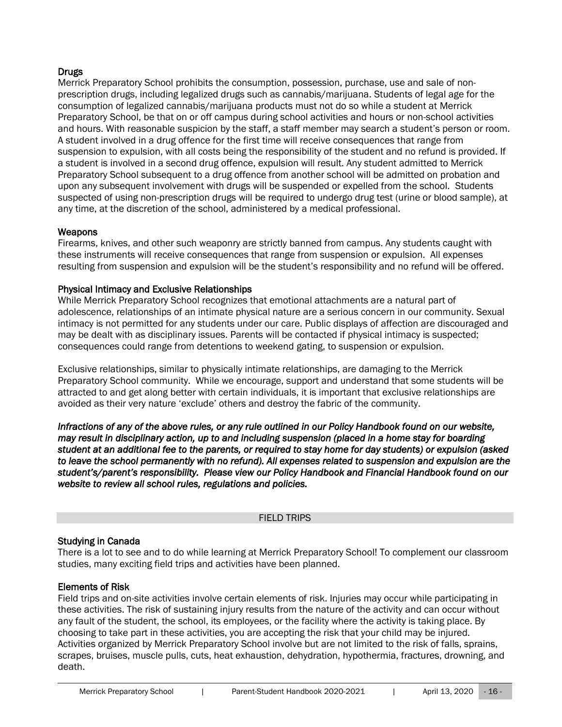### Drugs

Merrick Preparatory School prohibits the consumption, possession, purchase, use and sale of non-prescription drugs, including legalized drugs such as cannabis/marijuana. Students of legal age for the consumption of legalized cannabis/marijuana products must not do so while a student at Merrick Preparatory School, be that on or off campus during school activities and hours or non-school activities and hours. With reasonable suspicion by the staff, a staff member may search a student's person or room. A student involved in a drug offence for the first time will receive consequences that range from suspension to expulsion, with all costs being the responsibility of the student and no refund is provided. If a student is involved in a second drug offence, expulsion will result. Any student admitted to Merrick Preparatory School subsequent to a drug offence from another school will be admitted on probation and upon any subsequent involvement with drugs will be suspended or expelled from the school. Students suspected of using non-prescription drugs will be required to undergo drug test (urine or blood sample), at any time, at the discretion of the school, administered by a medical professional.

### Weapons

Firearms, knives, and other such weaponry are strictly banned from campus. Any students caught with these instruments will receive consequences that range from suspension or expulsion. All expenses resulting from suspension and expulsion will be the student's responsibility and no refund will be offered.

### Physical Intimacy and Exclusive Relationships

While Merrick Preparatory School recognizes that emotional attachments are a natural part of adolescence, relationships of an intimate physical nature are a serious concern in our community. Sexual intimacy is not permitted for any students under our care. Public displays of affection are discouraged and may be dealt with as disciplinary issues. Parents will be contacted if physical intimacy is suspected; consequences could range from detentions to weekend gating, to suspension or expulsion.

Exclusive relationships, similar to physically intimate relationships, are damaging to the Merrick Preparatory School community. While we encourage, support and understand that some students will be attracted to and get along better with certain individuals, it is important that exclusive relationships are avoided as their very nature 'exclude' others and destroy the fabric of the community.

***Infractions of any of the above rules, or any rule outlined in our Policy Handbook found on our website, may result in disciplinary action, up to and including suspension (placed in a home stay for boarding student at an additional fee to the parents, or required to stay home for day students) or expulsion (asked to leave the school permanently with no refund). All expenses related to suspension and expulsion are the student's/parent's responsibility. Please view our Policy Handbook and Financial Handbook found on our website to review all school rules, regulations and policies.***

## FIELD TRIPS

### Studying in Canada

There is a lot to see and to do while learning at Merrick Preparatory School! To complement our classroom studies, many exciting field trips and activities have been planned.

### Elements of Risk

Field trips and on-site activities involve certain elements of risk. Injuries may occur while participating in these activities. The risk of sustaining injury results from the nature of the activity and can occur without any fault of the student, the school, its employees, or the facility where the activity is taking place. By choosing to take part in these activities, you are accepting the risk that your child may be injured. Activities organized by Merrick Preparatory School involve but are not limited to the risk of falls, sprains, scrapes, bruises, muscle pulls, cuts, heat exhaustion, dehydration, hypothermia, fractures, drowning, and death.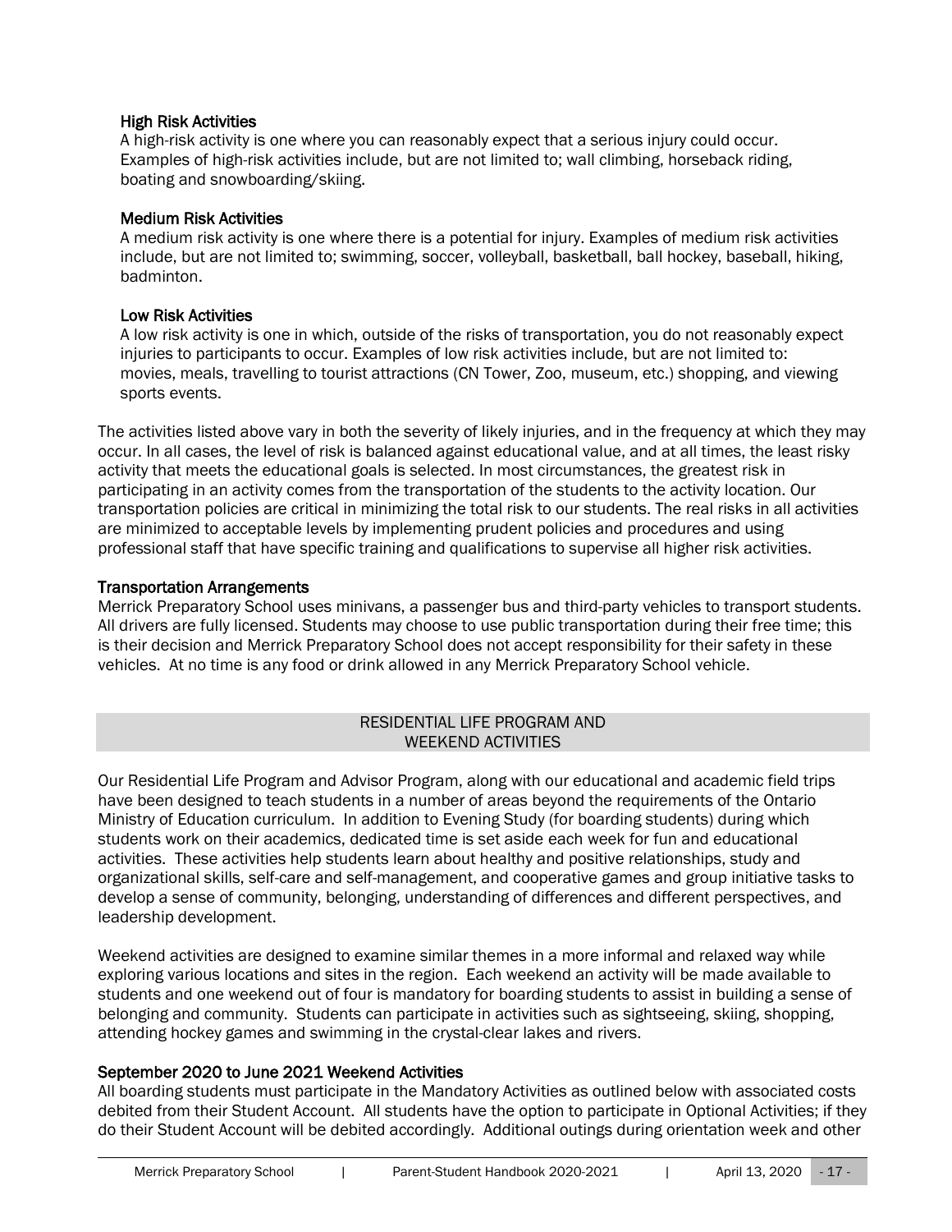### High Risk Activities

A high-risk activity is one where you can reasonably expect that a serious injury could occur. Examples of high-risk activities include, but are not limited to; wall climbing, horseback riding, boating and snowboarding/skiing.

### Medium Risk Activities

A medium risk activity is one where there is a potential for injury. Examples of medium risk activities include, but are not limited to; swimming, soccer, volleyball, basketball, ball hockey, baseball, hiking, badminton.

### Low Risk Activities

A low risk activity is one in which, outside of the risks of transportation, you do not reasonably expect injuries to participants to occur. Examples of low risk activities include, but are not limited to: movies, meals, travelling to tourist attractions (CN Tower, Zoo, museum, etc.) shopping, and viewing sports events.

The activities listed above vary in both the severity of likely injuries, and in the frequency at which they may occur. In all cases, the level of risk is balanced against educational value, and at all times, the least risky activity that meets the educational goals is selected. In most circumstances, the greatest risk in participating in an activity comes from the transportation of the students to the activity location. Our transportation policies are critical in minimizing the total risk to our students. The real risks in all activities are minimized to acceptable levels by implementing prudent policies and procedures and using professional staff that have specific training and qualifications to supervise all higher risk activities.

### Transportation Arrangements

Merrick Preparatory School uses minivans, a passenger bus and third-party vehicles to transport students. All drivers are fully licensed. Students may choose to use public transportation during their free time; this is their decision and Merrick Preparatory School does not accept responsibility for their safety in these vehicles. At no time is any food or drink allowed in any Merrick Preparatory School vehicle.

## RESIDENTIAL LIFE PROGRAM AND WEEKEND ACTIVITIES

Our Residential Life Program and Advisor Program, along with our educational and academic field trips have been designed to teach students in a number of areas beyond the requirements of the Ontario Ministry of Education curriculum. In addition to Evening Study (for boarding students) during which students work on their academics, dedicated time is set aside each week for fun and educational activities. These activities help students learn about healthy and positive relationships, study and organizational skills, self-care and self-management, and cooperative games and group initiative tasks to develop a sense of community, belonging, understanding of differences and different perspectives, and leadership development.

Weekend activities are designed to examine similar themes in a more informal and relaxed way while exploring various locations and sites in the region. Each weekend an activity will be made available to students and one weekend out of four is mandatory for boarding students to assist in building a sense of belonging and community. Students can participate in activities such as sightseeing, skiing, shopping, attending hockey games and swimming in the crystal-clear lakes and rivers.

### September 2020 to June 2021 Weekend Activities

All boarding students must participate in the Mandatory Activities as outlined below with associated costs debited from their Student Account. All students have the option to participate in Optional Activities; if they do their Student Account will be debited accordingly. Additional outings during orientation week and other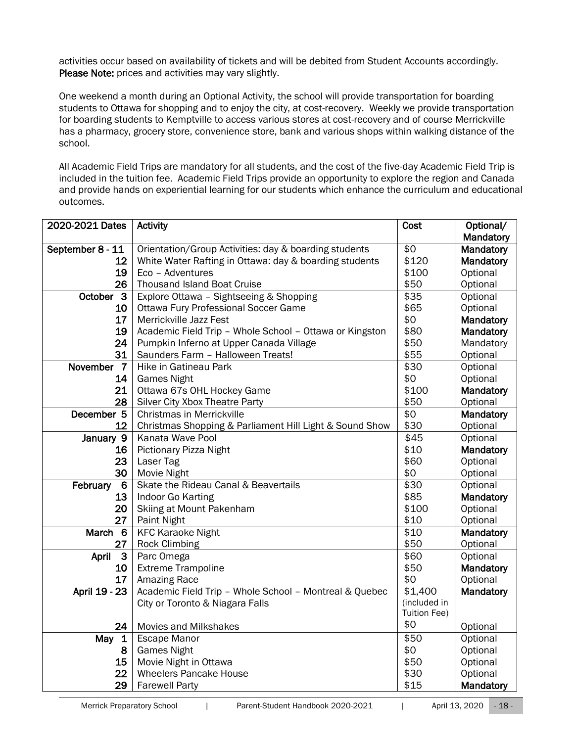activities occur based on availability of tickets and will be debited from Student Accounts accordingly. **Please Note:** prices and activities may vary slightly.

One weekend a month during an Optional Activity, the school will provide transportation for boarding students to Ottawa for shopping and to enjoy the city, at cost-recovery. Weekly we provide transportation for boarding students to Kemptville to access various stores at cost-recovery and of course Merrickville has a pharmacy, grocery store, convenience store, bank and various shops within walking distance of the school.

All Academic Field Trips are mandatory for all students, and the cost of the five-day Academic Field Trip is included in the tuition fee. Academic Field Trips provide an opportunity to explore the region and Canada and provide hands on experiential learning for our students which enhance the curriculum and educational outcomes.

| 2020-2021 Dates | Activity | Cost | Optional/ Mandatory |
|---|---|---|---|
| **September 8 - 11** | Orientation/Group Activities: day & boarding students | $0 | **Mandatory** |
| **12** | White Water Rafting in Ottawa: day & boarding students | $120 | **Mandatory** |
| **19** | Eco – Adventures | $100 | Optional |
| **26** | Thousand Island Boat Cruise | $50 | Optional |
| **October 3** | Explore Ottawa – Sightseeing & Shopping | $35 | Optional |
| **10** | Ottawa Fury Professional Soccer Game | $65 | Optional |
| **17** | Merrickville Jazz Fest | $0 | **Mandatory** |
| **19** | Academic Field Trip – Whole School – Ottawa or Kingston | $80 | **Mandatory** |
| **24** | Pumpkin Inferno at Upper Canada Village | $50 | Mandatory |
| **31** | Saunders Farm – Halloween Treats! | $55 | Optional |
| **November 7** | Hike in Gatineau Park | $30 | Optional |
| **14** | Games Night | $0 | Optional |
| **21** | Ottawa 67s OHL Hockey Game | $100 | **Mandatory** |
| **28** | Silver City Xbox Theatre Party | $50 | Optional |
| **December 5** | Christmas in Merrickville | $0 | **Mandatory** |
| **12** | Christmas Shopping & Parliament Hill Light & Sound Show | $30 | Optional |
| **January 9** | Kanata Wave Pool | $45 | Optional |
| **16** | Pictionary Pizza Night | $10 | **Mandatory** |
| **23** | Laser Tag | $60 | Optional |
| **30** | Movie Night | $0 | Optional |
| **February 6** | Skate the Rideau Canal & Beavertails | $30 | Optional |
| **13** | Indoor Go Karting | $85 | **Mandatory** |
| **20** | Skiing at Mount Pakenham | $100 | Optional |
| **27** | Paint Night | $10 | Optional |
| **March 6** | KFC Karaoke Night | $10 | **Mandatory** |
| **27** | Rock Climbing | $50 | Optional |
| **April 3** | Parc Omega | $60 | Optional |
| **10** | Extreme Trampoline | $50 | **Mandatory** |
| **17** | Amazing Race | $0 | Optional |
| **April 19 - 23** | Academic Field Trip – Whole School – Montreal & Quebec City or Toronto & Niagara Falls | $1,400 (included in Tuition Fee) | **Mandatory** |
| **24** | Movies and Milkshakes | $0 | Optional |
| **May 1** | Escape Manor | $50 | Optional |
| **8** | Games Night | $0 | Optional |
| **15** | Movie Night in Ottawa | $50 | Optional |
| **22** | Wheelers Pancake House | $30 | Optional |
| **29** | Farewell Party | $15 | **Mandatory** |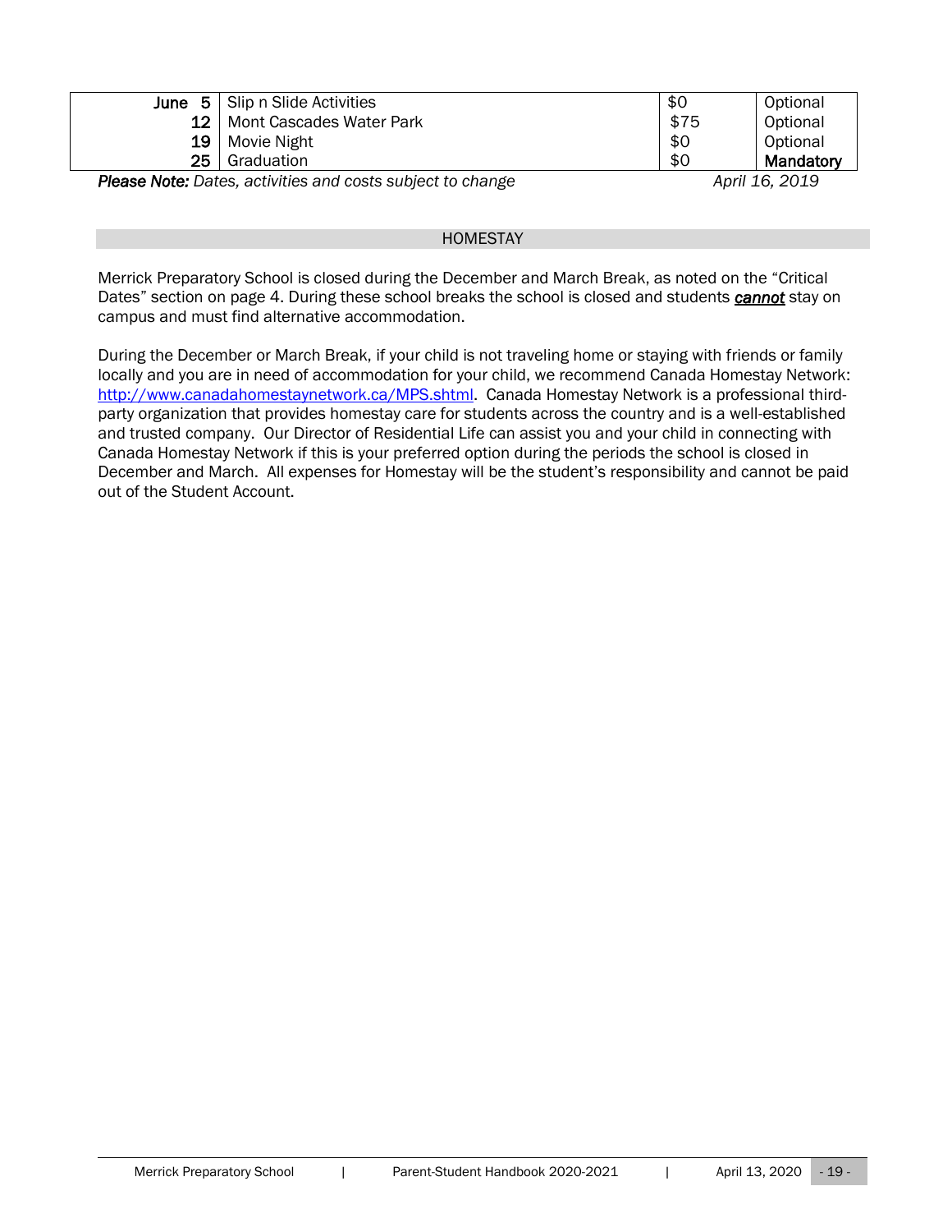| | | | |
|---|---|---|---|
| **June 5** | Slip n Slide Activities | $0 | Optional |
| **12** | Mont Cascades Water Park | $75 | Optional |
| **19** | Movie Night | $0 | Optional |
| **25** | Graduation | $0 | **Mandatory** |

***Please Note:*** *Dates, activities and costs subject to change* *April 16, 2019*

## HOMESTAY

Merrick Preparatory School is closed during the December and March Break, as noted on the "Critical Dates" section on page 4. During these school breaks the school is closed and students ***cannot*** stay on campus and must find alternative accommodation.

During the December or March Break, if your child is not traveling home or staying with friends or family locally and you are in need of accommodation for your child, we recommend Canada Homestay Network: http://www.canadahomestaynetwork.ca/MPS.shtml. Canada Homestay Network is a professional third-party organization that provides homestay care for students across the country and is a well-established and trusted company. Our Director of Residential Life can assist you and your child in connecting with Canada Homestay Network if this is your preferred option during the periods the school is closed in December and March. All expenses for Homestay will be the student's responsibility and cannot be paid out of the Student Account.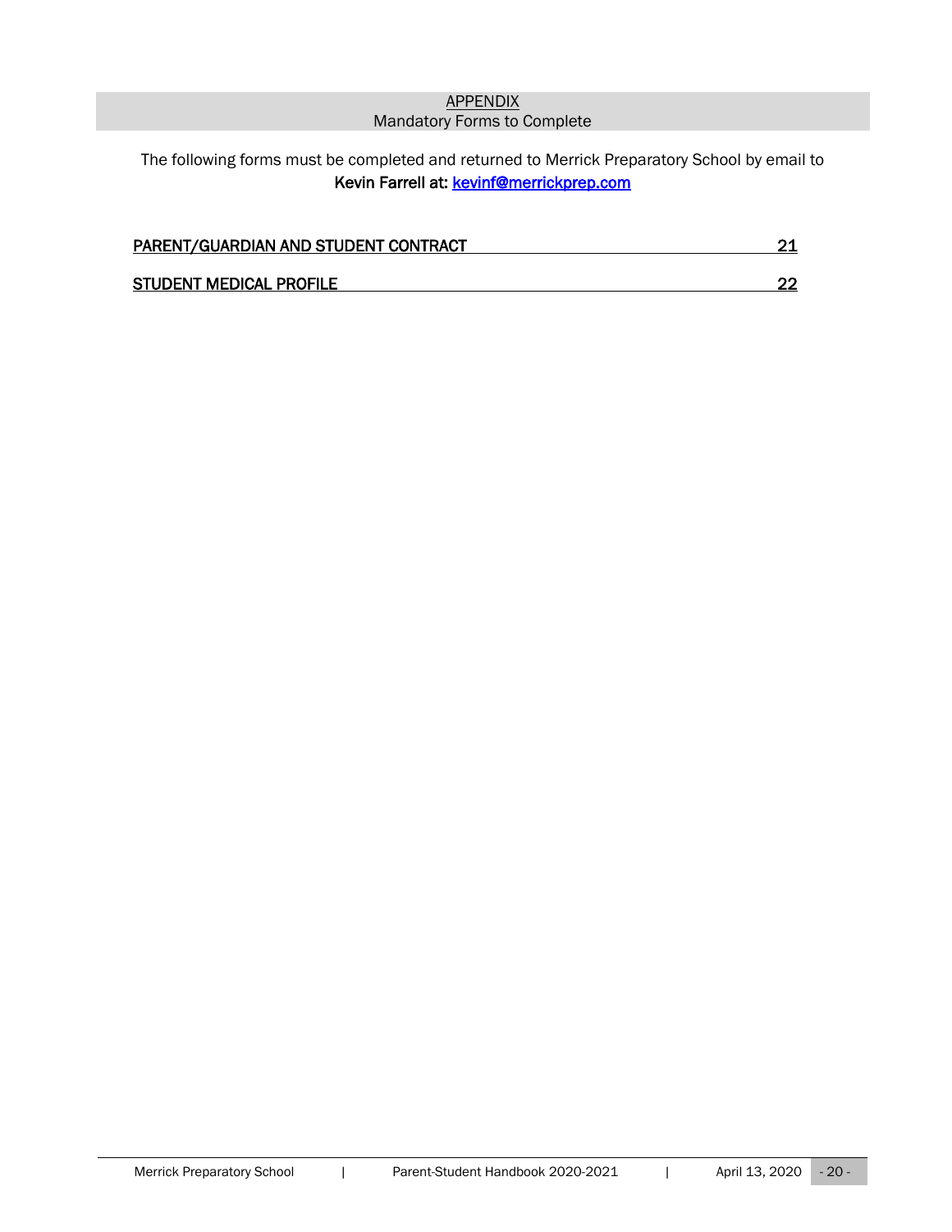## APPENDIX
Mandatory Forms to Complete

The following forms must be completed and returned to Merrick Preparatory School by email to **Kevin Farrell at: kevinf@merrickprep.com**

| | |
|---|---|
| **PARENT/GUARDIAN AND STUDENT CONTRACT** | **21** |
| **STUDENT MEDICAL PROFILE** | **22** |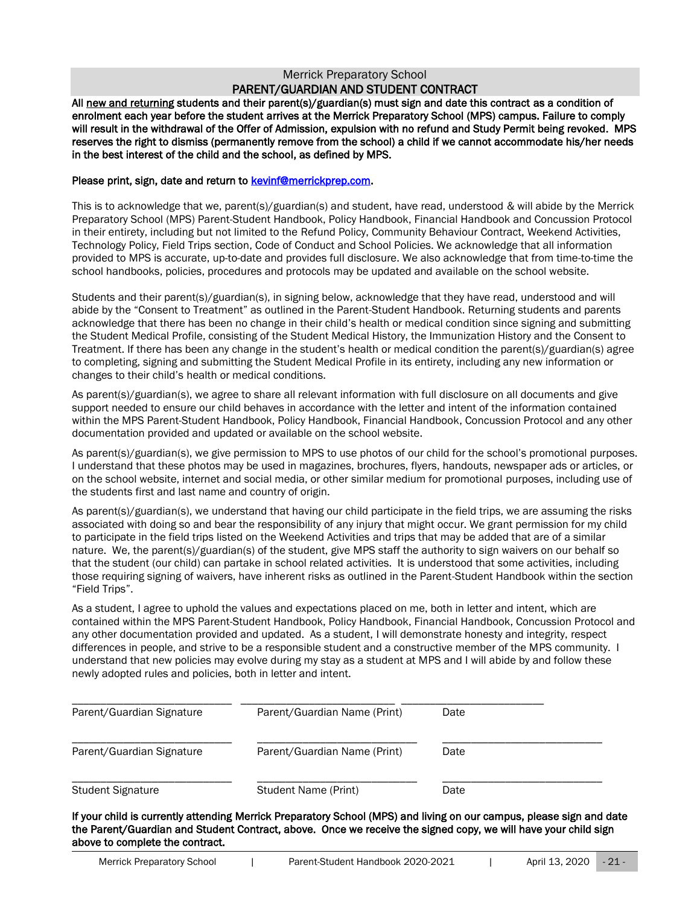## Merrick Preparatory School
## PARENT/GUARDIAN AND STUDENT CONTRACT

**All new and returning students and their parent(s)/guardian(s) must sign and date this contract as a condition of enrolment each year before the student arrives at the Merrick Preparatory School (MPS) campus. Failure to comply will result in the withdrawal of the Offer of Admission, expulsion with no refund and Study Permit being revoked. MPS reserves the right to dismiss (permanently remove from the school) a child if we cannot accommodate his/her needs in the best interest of the child and the school, as defined by MPS.**

**Please print, sign, date and return to kevinf@merrickprep.com.**

This is to acknowledge that we, parent(s)/guardian(s) and student, have read, understood & will abide by the Merrick Preparatory School (MPS) Parent-Student Handbook, Policy Handbook, Financial Handbook and Concussion Protocol in their entirety, including but not limited to the Refund Policy, Community Behaviour Contract, Weekend Activities, Technology Policy, Field Trips section, Code of Conduct and School Policies. We acknowledge that all information provided to MPS is accurate, up-to-date and provides full disclosure. We also acknowledge that from time-to-time the school handbooks, policies, procedures and protocols may be updated and available on the school website.

Students and their parent(s)/guardian(s), in signing below, acknowledge that they have read, understood and will abide by the "Consent to Treatment" as outlined in the Parent-Student Handbook. Returning students and parents acknowledge that there has been no change in their child's health or medical condition since signing and submitting the Student Medical Profile, consisting of the Student Medical History, the Immunization History and the Consent to Treatment. If there has been any change in the student's health or medical condition the parent(s)/guardian(s) agree to completing, signing and submitting the Student Medical Profile in its entirety, including any new information or changes to their child's health or medical conditions.

As parent(s)/guardian(s), we agree to share all relevant information with full disclosure on all documents and give support needed to ensure our child behaves in accordance with the letter and intent of the information contained within the MPS Parent-Student Handbook, Policy Handbook, Financial Handbook, Concussion Protocol and any other documentation provided and updated or available on the school website.

As parent(s)/guardian(s), we give permission to MPS to use photos of our child for the school's promotional purposes. I understand that these photos may be used in magazines, brochures, flyers, handouts, newspaper ads or articles, or on the school website, internet and social media, or other similar medium for promotional purposes, including use of the students first and last name and country of origin.

As parent(s)/guardian(s), we understand that having our child participate in the field trips, we are assuming the risks associated with doing so and bear the responsibility of any injury that might occur. We grant permission for my child to participate in the field trips listed on the Weekend Activities and trips that may be added that are of a similar nature. We, the parent(s)/guardian(s) of the student, give MPS staff the authority to sign waivers on our behalf so that the student (our child) can partake in school related activities. It is understood that some activities, including those requiring signing of waivers, have inherent risks as outlined in the Parent-Student Handbook within the section "Field Trips".

As a student, I agree to uphold the values and expectations placed on me, both in letter and intent, which are contained within the MPS Parent-Student Handbook, Policy Handbook, Financial Handbook, Concussion Protocol and any other documentation provided and updated. As a student, I will demonstrate honesty and integrity, respect differences in people, and strive to be a responsible student and a constructive member of the MPS community. I understand that new policies may evolve during my stay as a student at MPS and I will abide by and follow these newly adopted rules and policies, both in letter and intent.

| ___________________________ | ___________________________ | ___________________________ |
|---|---|---|
| Parent/Guardian Signature | Parent/Guardian Name (Print) | Date |
| ___________________________ | ___________________________ | ___________________________ |
| Parent/Guardian Signature | Parent/Guardian Name (Print) | Date |
| ___________________________ | ___________________________ | ___________________________ |
| Student Signature | Student Name (Print) | Date |

**If your child is currently attending Merrick Preparatory School (MPS) and living on our campus, please sign and date the Parent/Guardian and Student Contract, above. Once we receive the signed copy, we will have your child sign above to complete the contract.**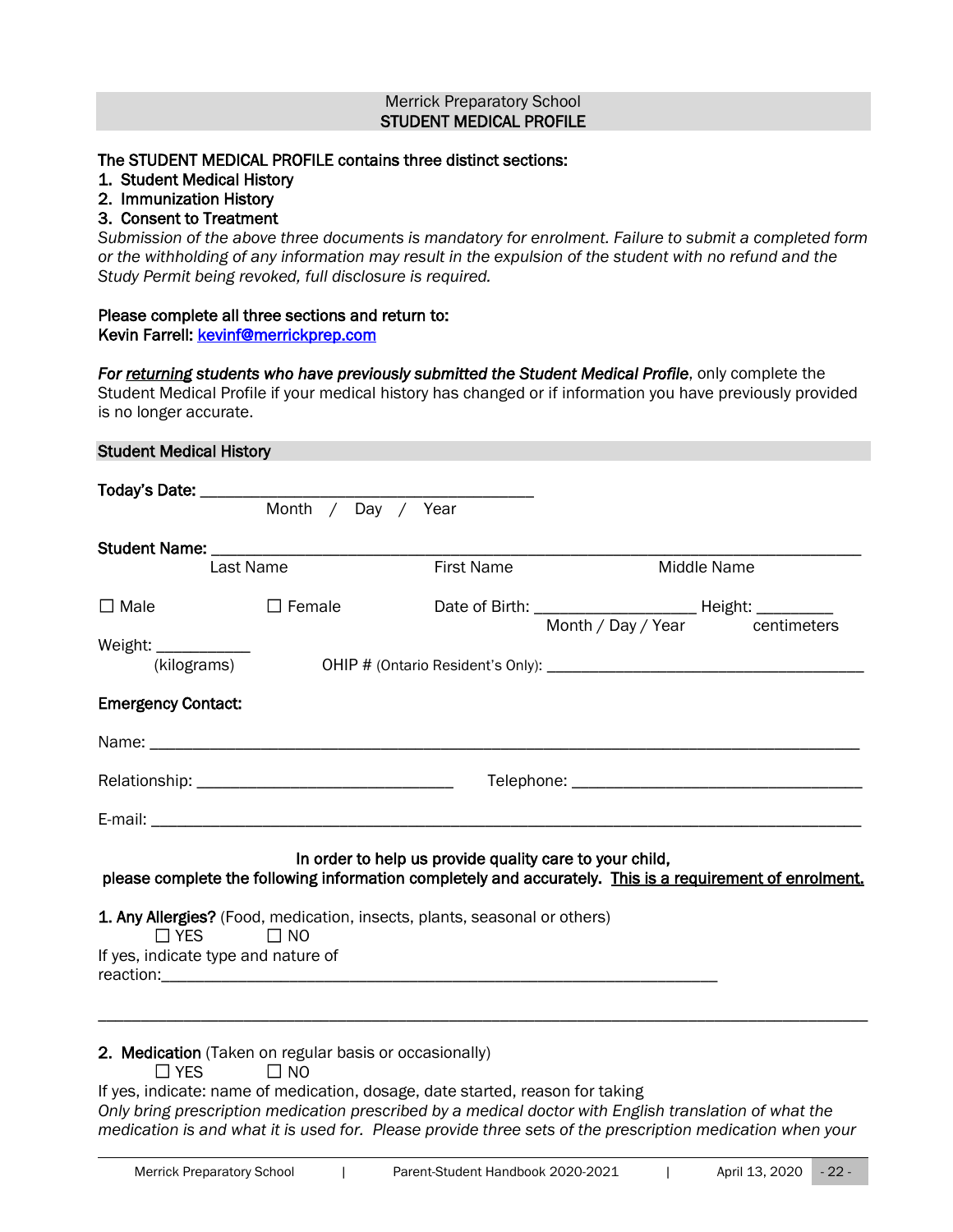Merrick Preparatory School
**STUDENT MEDICAL PROFILE**

**The STUDENT MEDICAL PROFILE contains three distinct sections:**

1. **Student Medical History**
2. **Immunization History**
3. **Consent to Treatment**

*Submission of the above three documents is mandatory for enrolment. Failure to submit a completed form or the withholding of any information may result in the expulsion of the student with no refund and the Study Permit being revoked, full disclosure is required.*

**Please complete all three sections and return to:**
**Kevin Farrell: [kevinf@merrickprep.com](mailto:kevinf@merrickprep.com)**

***For <u>returning</u> students who have previously submitted the Student Medical Profile***, only complete the Student Medical Profile if your medical history has changed or if information you have previously provided is no longer accurate.

## Student Medical History

**Today's Date:** ______________________________________
Month / Day / Year

**Student Name:** ________________________________________________________________________
Last Name First Name Middle Name

☐ Male ☐ Female Date of Birth: __________________ Height: _________
Month / Day / Year centimeters

Weight: ___________
(kilograms) OHIP # (Ontario Resident's Only): ____________________________________

**Emergency Contact:**

Name: _______________________________________________________________________________

Relationship: _____________________________ Telephone: _________________________________

E-mail: ______________________________________________________________________________

**In order to help us provide quality care to your child,**
**please complete the following information completely and accurately. <u>This is a requirement of enrolment.</u>**

**1. Any Allergies?** (Food, medication, insects, plants, seasonal or others)
☐ YES ☐ NO
If yes, indicate type and nature of reaction:_________________________________________________________________

_____________________________________________________________________________________

**2. Medication** (Taken on regular basis or occasionally)
☐ YES ☐ NO
If yes, indicate: name of medication, dosage, date started, reason for taking
*Only bring prescription medication prescribed by a medical doctor with English translation of what the medication is and what it is used for. Please provide three sets of the prescription medication when your*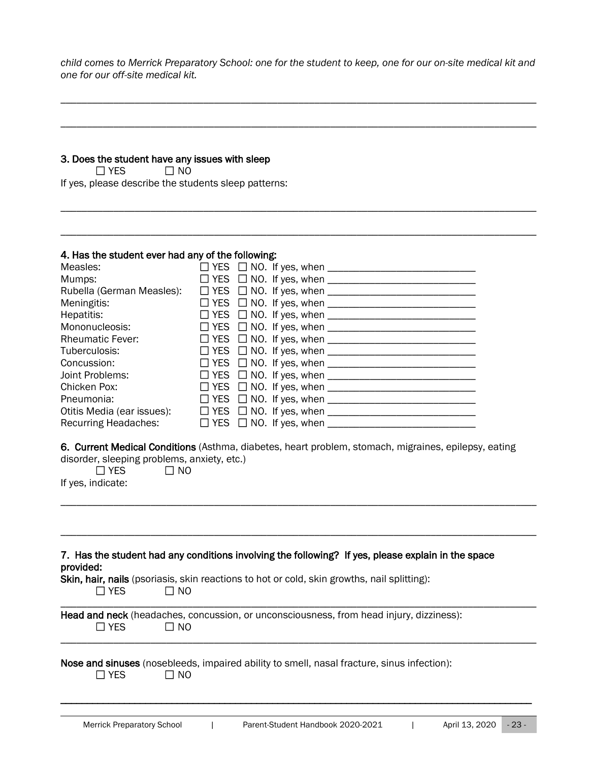*child comes to Merrick Preparatory School: one for the student to keep, one for our on-site medical kit and one for our off-site medical kit.*

\_\_\_\_\_\_\_\_\_\_\_\_\_\_\_\_\_\_\_\_\_\_\_\_\_\_\_\_\_\_\_\_\_\_\_\_\_\_\_\_\_\_\_\_\_\_\_\_\_\_\_\_\_\_\_\_\_\_\_\_\_\_\_\_\_\_\_\_\_\_\_\_\_\_\_\_\_\_\_\_\_\_\_\_\_\_

\_\_\_\_\_\_\_\_\_\_\_\_\_\_\_\_\_\_\_\_\_\_\_\_\_\_\_\_\_\_\_\_\_\_\_\_\_\_\_\_\_\_\_\_\_\_\_\_\_\_\_\_\_\_\_\_\_\_\_\_\_\_\_\_\_\_\_\_\_\_\_\_\_\_\_\_\_\_\_\_\_\_\_\_\_\_

**3. Does the student have any issues with sleep**

☐ YES ☐ NO

If yes, please describe the students sleep patterns:

\_\_\_\_\_\_\_\_\_\_\_\_\_\_\_\_\_\_\_\_\_\_\_\_\_\_\_\_\_\_\_\_\_\_\_\_\_\_\_\_\_\_\_\_\_\_\_\_\_\_\_\_\_\_\_\_\_\_\_\_\_\_\_\_\_\_\_\_\_\_\_\_\_\_\_\_\_\_\_\_\_\_\_\_\_\_

\_\_\_\_\_\_\_\_\_\_\_\_\_\_\_\_\_\_\_\_\_\_\_\_\_\_\_\_\_\_\_\_\_\_\_\_\_\_\_\_\_\_\_\_\_\_\_\_\_\_\_\_\_\_\_\_\_\_\_\_\_\_\_\_\_\_\_\_\_\_\_\_\_\_\_\_\_\_\_\_\_\_\_\_\_\_

**4. Has the student ever had any of the following:**

Measles: ☐ YES ☐ NO. If yes, when \_\_\_\_\_\_\_\_\_\_\_\_\_\_\_\_\_\_\_\_\_\_\_\_\_\_\_\_
Mumps: ☐ YES ☐ NO. If yes, when \_\_\_\_\_\_\_\_\_\_\_\_\_\_\_\_\_\_\_\_\_\_\_\_\_\_\_\_
Rubella (German Measles): ☐ YES ☐ NO. If yes, when \_\_\_\_\_\_\_\_\_\_\_\_\_\_\_\_\_\_\_\_\_\_\_\_\_\_\_\_
Meningitis: ☐ YES ☐ NO. If yes, when \_\_\_\_\_\_\_\_\_\_\_\_\_\_\_\_\_\_\_\_\_\_\_\_\_\_\_\_
Hepatitis: ☐ YES ☐ NO. If yes, when \_\_\_\_\_\_\_\_\_\_\_\_\_\_\_\_\_\_\_\_\_\_\_\_\_\_\_\_
Mononucleosis: ☐ YES ☐ NO. If yes, when \_\_\_\_\_\_\_\_\_\_\_\_\_\_\_\_\_\_\_\_\_\_\_\_\_\_\_\_
Rheumatic Fever: ☐ YES ☐ NO. If yes, when \_\_\_\_\_\_\_\_\_\_\_\_\_\_\_\_\_\_\_\_\_\_\_\_\_\_\_\_
Tuberculosis: ☐ YES ☐ NO. If yes, when \_\_\_\_\_\_\_\_\_\_\_\_\_\_\_\_\_\_\_\_\_\_\_\_\_\_\_\_
Concussion: ☐ YES ☐ NO. If yes, when \_\_\_\_\_\_\_\_\_\_\_\_\_\_\_\_\_\_\_\_\_\_\_\_\_\_\_\_
Joint Problems: ☐ YES ☐ NO. If yes, when \_\_\_\_\_\_\_\_\_\_\_\_\_\_\_\_\_\_\_\_\_\_\_\_\_\_\_\_
Chicken Pox: ☐ YES ☐ NO. If yes, when \_\_\_\_\_\_\_\_\_\_\_\_\_\_\_\_\_\_\_\_\_\_\_\_\_\_\_\_
Pneumonia: ☐ YES ☐ NO. If yes, when \_\_\_\_\_\_\_\_\_\_\_\_\_\_\_\_\_\_\_\_\_\_\_\_\_\_\_\_
Otitis Media (ear issues): ☐ YES ☐ NO. If yes, when \_\_\_\_\_\_\_\_\_\_\_\_\_\_\_\_\_\_\_\_\_\_\_\_\_\_\_\_
Recurring Headaches: ☐ YES ☐ NO. If yes, when \_\_\_\_\_\_\_\_\_\_\_\_\_\_\_\_\_\_\_\_\_\_\_\_\_\_\_\_

**6. Current Medical Conditions** (Asthma, diabetes, heart problem, stomach, migraines, epilepsy, eating disorder, sleeping problems, anxiety, etc.)

☐ YES ☐ NO

If yes, indicate:

\_\_\_\_\_\_\_\_\_\_\_\_\_\_\_\_\_\_\_\_\_\_\_\_\_\_\_\_\_\_\_\_\_\_\_\_\_\_\_\_\_\_\_\_\_\_\_\_\_\_\_\_\_\_\_\_\_\_\_\_\_\_\_\_\_\_\_\_\_\_\_\_\_\_\_\_\_\_\_\_\_\_\_\_\_\_

\_\_\_\_\_\_\_\_\_\_\_\_\_\_\_\_\_\_\_\_\_\_\_\_\_\_\_\_\_\_\_\_\_\_\_\_\_\_\_\_\_\_\_\_\_\_\_\_\_\_\_\_\_\_\_\_\_\_\_\_\_\_\_\_\_\_\_\_\_\_\_\_\_\_\_\_\_\_\_\_\_\_\_\_\_\_

**7. Has the student had any conditions involving the following? If yes, please explain in the space provided:**

**Skin, hair, nails** (psoriasis, skin reactions to hot or cold, skin growths, nail splitting):

☐ YES ☐ NO

\_\_\_\_\_\_\_\_\_\_\_\_\_\_\_\_\_\_\_\_\_\_\_\_\_\_\_\_\_\_\_\_\_\_\_\_\_\_\_\_\_\_\_\_\_\_\_\_\_\_\_\_\_\_\_\_\_\_\_\_\_\_\_\_\_\_\_\_\_\_\_\_\_\_\_\_\_\_\_\_\_\_\_\_\_\_

**Head and neck** (headaches, concussion, or unconsciousness, from head injury, dizziness):

☐ YES ☐ NO

\_\_\_\_\_\_\_\_\_\_\_\_\_\_\_\_\_\_\_\_\_\_\_\_\_\_\_\_\_\_\_\_\_\_\_\_\_\_\_\_\_\_\_\_\_\_\_\_\_\_\_\_\_\_\_\_\_\_\_\_\_\_\_\_\_\_\_\_\_\_\_\_\_\_\_\_\_\_\_\_\_\_\_\_\_\_

**Nose and sinuses** (nosebleeds, impaired ability to smell, nasal fracture, sinus infection):

☐ YES ☐ NO

\_\_\_\_\_\_\_\_\_\_\_\_\_\_\_\_\_\_\_\_\_\_\_\_\_\_\_\_\_\_\_\_\_\_\_\_\_\_\_\_\_\_\_\_\_\_\_\_\_\_\_\_\_\_\_\_\_\_\_\_\_\_\_\_\_\_\_\_\_\_\_\_\_\_\_\_\_\_\_\_\_\_\_\_\_\_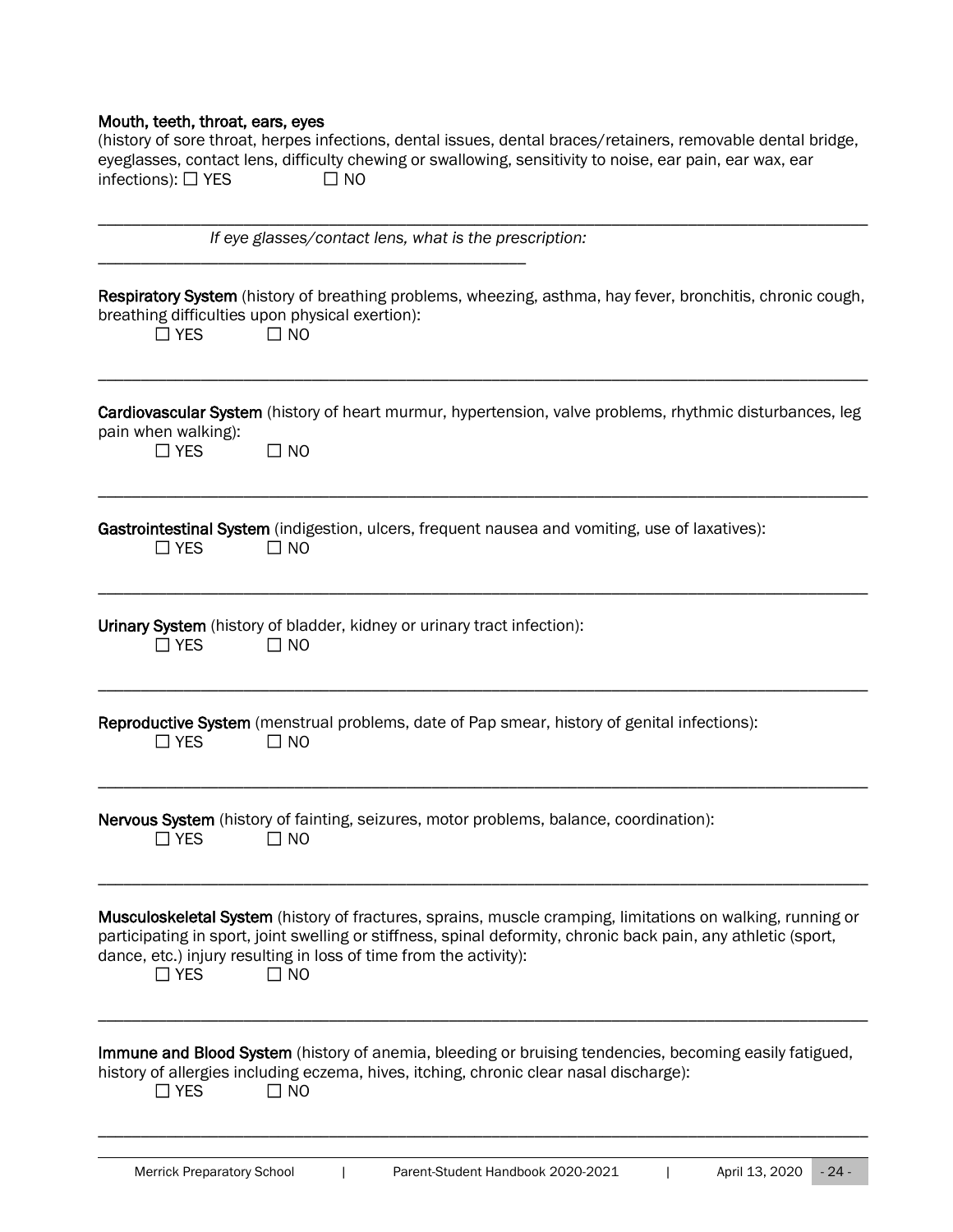**Mouth, teeth, throat, ears, eyes**
(history of sore throat, herpes infections, dental issues, dental braces/retainers, removable dental bridge, eyeglasses, contact lens, difficulty chewing or swallowing, sensitivity to noise, ear pain, ear wax, ear infections): ☐ YES ☐ NO

______________________________________________________________________________

*If eye glasses/contact lens, what is the prescription:*
______________________________________

**Respiratory System** (history of breathing problems, wheezing, asthma, hay fever, bronchitis, chronic cough, breathing difficulties upon physical exertion):
☐ YES ☐ NO

______________________________________________________________________________

**Cardiovascular System** (history of heart murmur, hypertension, valve problems, rhythmic disturbances, leg pain when walking):
☐ YES ☐ NO

______________________________________________________________________________

**Gastrointestinal System** (indigestion, ulcers, frequent nausea and vomiting, use of laxatives):
☐ YES ☐ NO

______________________________________________________________________________

**Urinary System** (history of bladder, kidney or urinary tract infection):
☐ YES ☐ NO

______________________________________________________________________________

**Reproductive System** (menstrual problems, date of Pap smear, history of genital infections):
☐ YES ☐ NO

______________________________________________________________________________

**Nervous System** (history of fainting, seizures, motor problems, balance, coordination):
☐ YES ☐ NO

______________________________________________________________________________

**Musculoskeletal System** (history of fractures, sprains, muscle cramping, limitations on walking, running or participating in sport, joint swelling or stiffness, spinal deformity, chronic back pain, any athletic (sport, dance, etc.) injury resulting in loss of time from the activity):
☐ YES ☐ NO

______________________________________________________________________________

**Immune and Blood System** (history of anemia, bleeding or bruising tendencies, becoming easily fatigued, history of allergies including eczema, hives, itching, chronic clear nasal discharge):
☐ YES ☐ NO

______________________________________________________________________________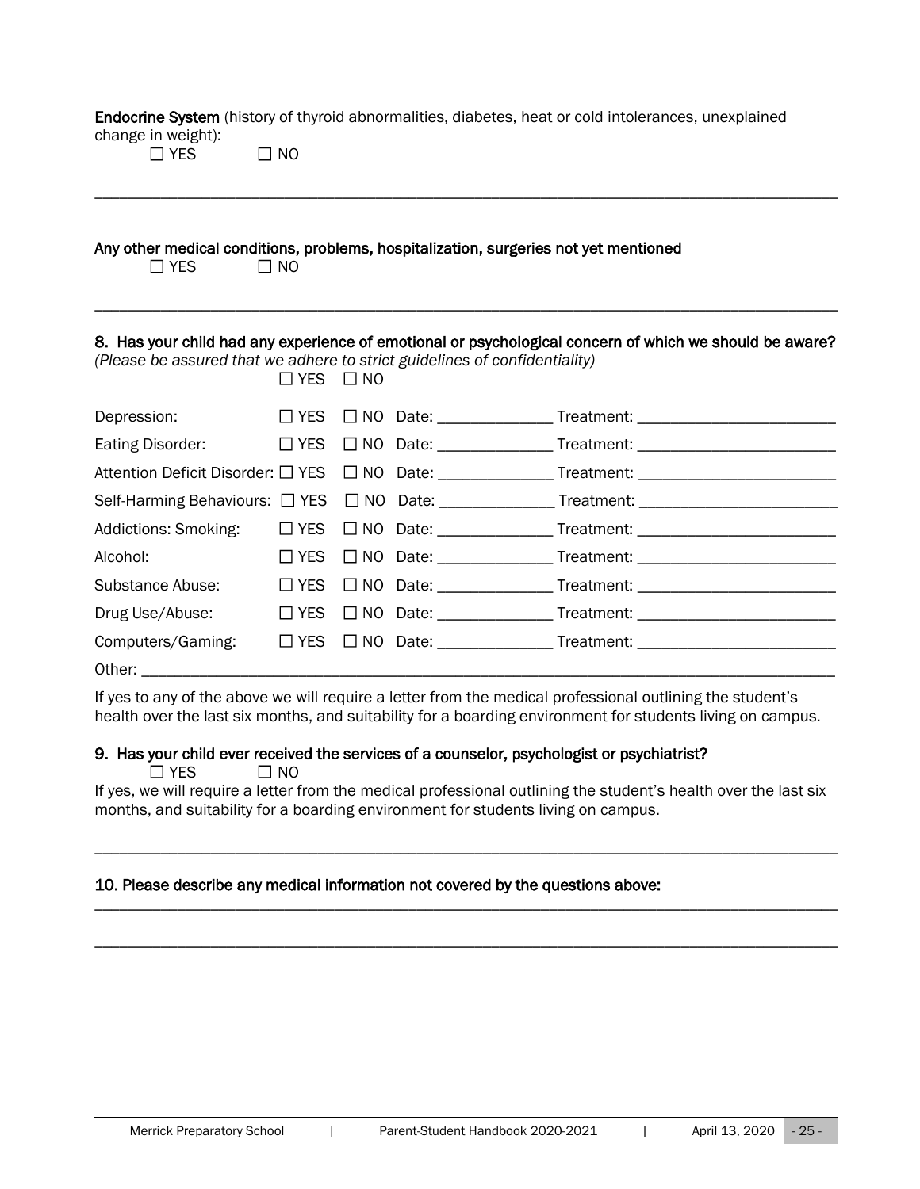**Endocrine System** (history of thyroid abnormalities, diabetes, heat or cold intolerances, unexplained change in weight):

☐ YES ☐ NO

_______________________________________________________________________________________

**Any other medical conditions, problems, hospitalization, surgeries not yet mentioned**

☐ YES ☐ NO

_______________________________________________________________________________________

**8. Has your child had any experience of emotional or psychological concern of which we should be aware?**

*(Please be assured that we adhere to strict guidelines of confidentiality)*

☐ YES ☐ NO

Depression: ☐ YES ☐ NO Date: ______________ Treatment: ________________________

Eating Disorder: ☐ YES ☐ NO Date: ______________ Treatment: ________________________

Attention Deficit Disorder: ☐ YES ☐ NO Date: ______________ Treatment: ________________________

Self-Harming Behaviours: ☐ YES ☐ NO Date: ______________ Treatment: ________________________

Addictions: Smoking: ☐ YES ☐ NO Date: ______________ Treatment: ________________________

Alcohol: ☐ YES ☐ NO Date: ______________ Treatment: ________________________

Substance Abuse: ☐ YES ☐ NO Date: ______________ Treatment: ________________________

Drug Use/Abuse: ☐ YES ☐ NO Date: ______________ Treatment: ________________________

Computers/Gaming: ☐ YES ☐ NO Date: ______________ Treatment: ________________________

Other: ________________________________________________________________________________

If yes to any of the above we will require a letter from the medical professional outlining the student's health over the last six months, and suitability for a boarding environment for students living on campus.

**9. Has your child ever received the services of a counselor, psychologist or psychiatrist?**

☐ YES ☐ NO

If yes, we will require a letter from the medical professional outlining the student's health over the last six months, and suitability for a boarding environment for students living on campus.

_______________________________________________________________________________________

**10. Please describe any medical information not covered by the questions above:**

_______________________________________________________________________________________

_______________________________________________________________________________________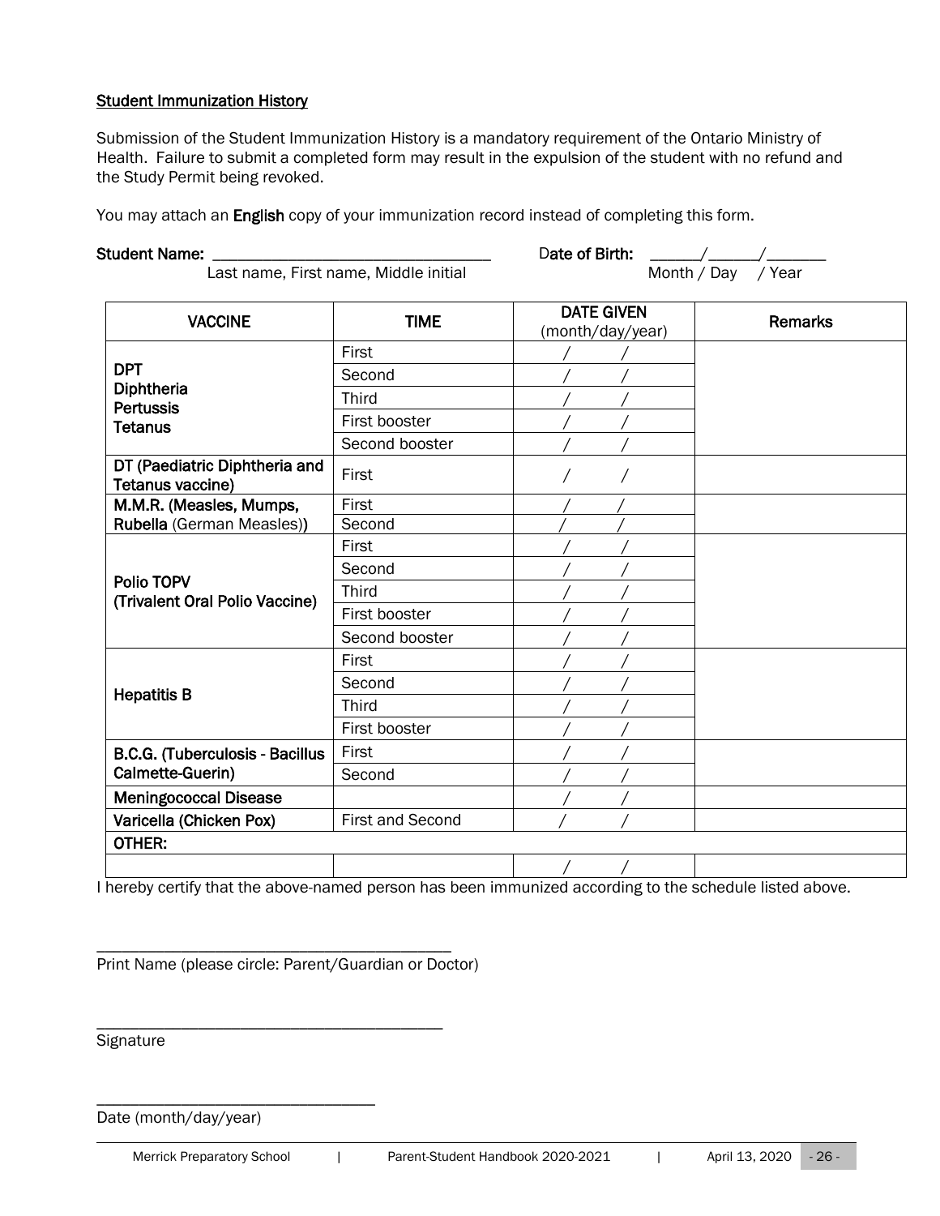**Student Immunization History**

Submission of the Student Immunization History is a mandatory requirement of the Ontario Ministry of Health. Failure to submit a completed form may result in the expulsion of the student with no refund and the Study Permit being revoked.

You may attach an **English** copy of your immunization record instead of completing this form.

**Student Name:** ________________________________ **Date of Birth:** ______/______/_______
Last name, First name, Middle initial Month / Day / Year

| VACCINE | TIME | DATE GIVEN (month/day/year) | Remarks |
|---|---|---|---|
| **DPT Diphtheria Pertussis Tetanus** | First | / / | |
| | Second | / / | |
| | Third | / / | |
| | First booster | / / | |
| | Second booster | / / | |
| **DT (Paediatric Diphtheria and Tetanus vaccine)** | First | / / | |
| **M.M.R. (Measles, Mumps, Rubella** (German Measles)**)** | First | / / | |
| | Second | / / | |
| **Polio TOPV (Trivalent Oral Polio Vaccine)** | First | / / | |
| | Second | / / | |
| | Third | / / | |
| | First booster | / / | |
| | Second booster | / / | |
| **Hepatitis B** | First | / / | |
| | Second | / / | |
| | Third | / / | |
| | First booster | / / | |
| **B.C.G. (Tuberculosis - Bacillus Calmette-Guerin)** | First | / / | |
| | Second | / / | |
| **Meningococcal Disease** | | / / | |
| **Varicella (Chicken Pox)** | First and Second | / / | |
| **OTHER:** | | | |
| | | / / | |

I hereby certify that the above-named person has been immunized according to the schedule listed above.

________________________________________
Print Name (please circle: Parent/Guardian or Doctor)

________________________________________
Signature

________________________________
Date (month/day/year)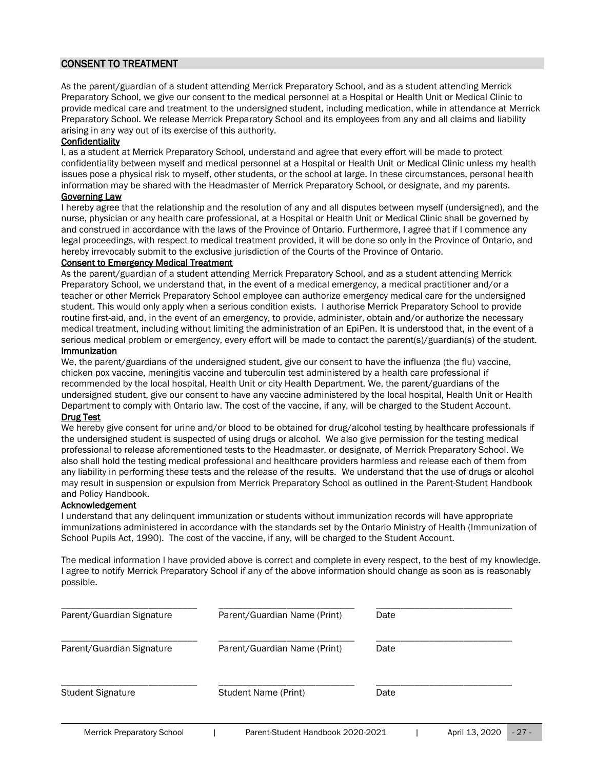## CONSENT TO TREATMENT

As the parent/guardian of a student attending Merrick Preparatory School, and as a student attending Merrick Preparatory School, we give our consent to the medical personnel at a Hospital or Health Unit or Medical Clinic to provide medical care and treatment to the undersigned student, including medication, while in attendance at Merrick Preparatory School. We release Merrick Preparatory School and its employees from any and all claims and liability arising in any way out of its exercise of this authority.

**Confidentiality**

I, as a student at Merrick Preparatory School, understand and agree that every effort will be made to protect confidentiality between myself and medical personnel at a Hospital or Health Unit or Medical Clinic unless my health issues pose a physical risk to myself, other students, or the school at large. In these circumstances, personal health information may be shared with the Headmaster of Merrick Preparatory School, or designate, and my parents.

**Governing Law**

I hereby agree that the relationship and the resolution of any and all disputes between myself (undersigned), and the nurse, physician or any health care professional, at a Hospital or Health Unit or Medical Clinic shall be governed by and construed in accordance with the laws of the Province of Ontario. Furthermore, I agree that if I commence any legal proceedings, with respect to medical treatment provided, it will be done so only in the Province of Ontario, and hereby irrevocably submit to the exclusive jurisdiction of the Courts of the Province of Ontario.

**Consent to Emergency Medical Treatment**

As the parent/guardian of a student attending Merrick Preparatory School, and as a student attending Merrick Preparatory School, we understand that, in the event of a medical emergency, a medical practitioner and/or a teacher or other Merrick Preparatory School employee can authorize emergency medical care for the undersigned student. This would only apply when a serious condition exists. I authorise Merrick Preparatory School to provide routine first-aid, and, in the event of an emergency, to provide, administer, obtain and/or authorize the necessary medical treatment, including without limiting the administration of an EpiPen. It is understood that, in the event of a serious medical problem or emergency, every effort will be made to contact the parent(s)/guardian(s) of the student.

**Immunization**

We, the parent/guardians of the undersigned student, give our consent to have the influenza (the flu) vaccine, chicken pox vaccine, meningitis vaccine and tuberculin test administered by a health care professional if recommended by the local hospital, Health Unit or city Health Department. We, the parent/guardians of the undersigned student, give our consent to have any vaccine administered by the local hospital, Health Unit or Health Department to comply with Ontario law. The cost of the vaccine, if any, will be charged to the Student Account.

**Drug Test**

We hereby give consent for urine and/or blood to be obtained for drug/alcohol testing by healthcare professionals if the undersigned student is suspected of using drugs or alcohol. We also give permission for the testing medical professional to release aforementioned tests to the Headmaster, or designate, of Merrick Preparatory School. We also shall hold the testing medical professional and healthcare providers harmless and release each of them from any liability in performing these tests and the release of the results. We understand that the use of drugs or alcohol may result in suspension or expulsion from Merrick Preparatory School as outlined in the Parent-Student Handbook and Policy Handbook.

**Acknowledgement**

I understand that any delinquent immunization or students without immunization records will have appropriate immunizations administered in accordance with the standards set by the Ontario Ministry of Health (Immunization of School Pupils Act, 1990). The cost of the vaccine, if any, will be charged to the Student Account.

The medical information I have provided above is correct and complete in every respect, to the best of my knowledge. I agree to notify Merrick Preparatory School if any of the above information should change as soon as is reasonably possible.

| ____________________________ | ____________________________ | ____________________________ |
|---|---|---|
| Parent/Guardian Signature | Parent/Guardian Name (Print) | Date |
| ____________________________ | ____________________________ | ____________________________ |
| Parent/Guardian Signature | Parent/Guardian Name (Print) | Date |
| ____________________________ | ____________________________ | ____________________________ |
| Student Signature | Student Name (Print) | Date |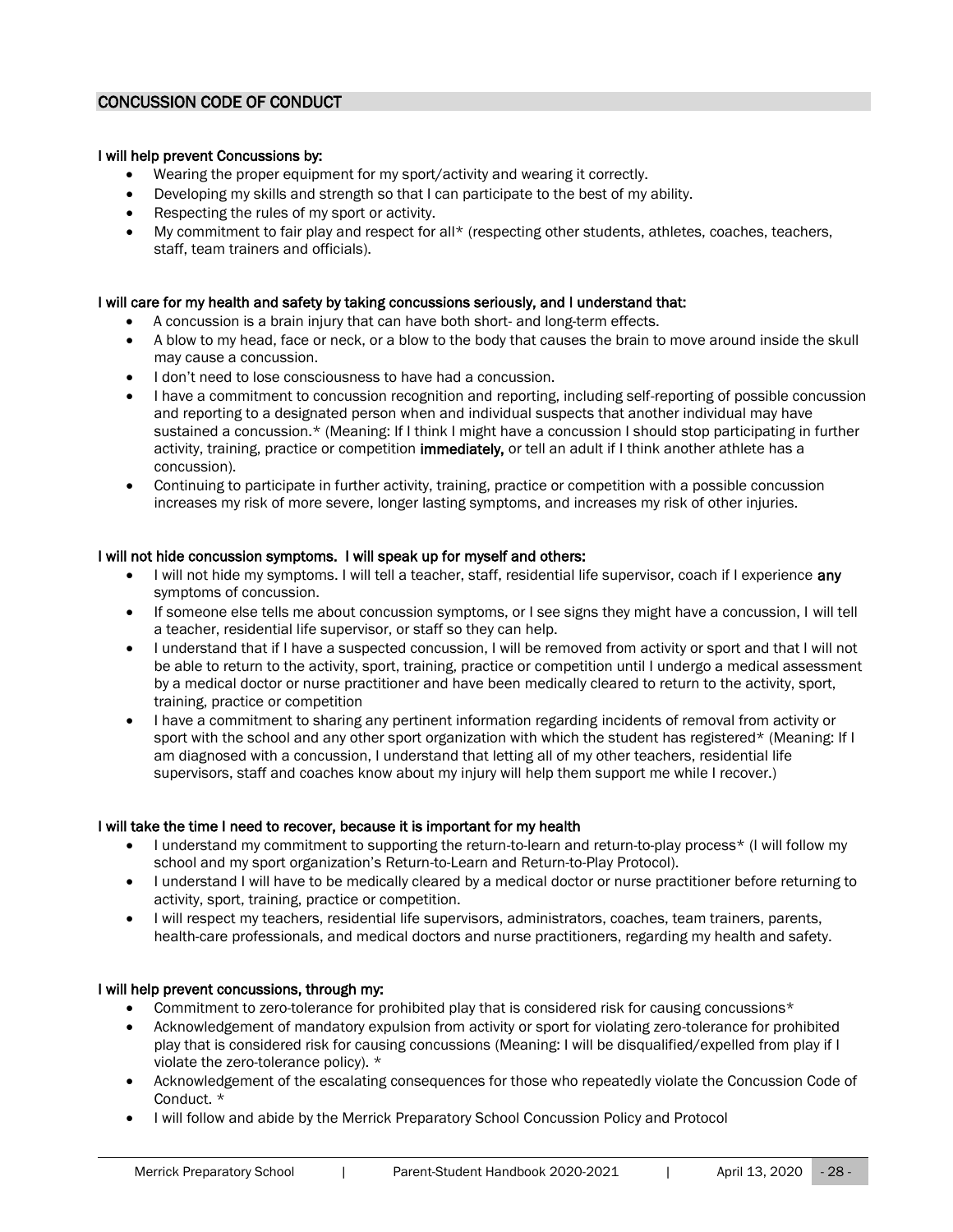## CONCUSSION CODE OF CONDUCT

**I will help prevent Concussions by:**

- Wearing the proper equipment for my sport/activity and wearing it correctly.
- Developing my skills and strength so that I can participate to the best of my ability.
- Respecting the rules of my sport or activity.
- My commitment to fair play and respect for all* (respecting other students, athletes, coaches, teachers, staff, team trainers and officials).

**I will care for my health and safety by taking concussions seriously, and I understand that:**

- A concussion is a brain injury that can have both short- and long-term effects.
- A blow to my head, face or neck, or a blow to the body that causes the brain to move around inside the skull may cause a concussion.
- I don't need to lose consciousness to have had a concussion.
- I have a commitment to concussion recognition and reporting, including self-reporting of possible concussion and reporting to a designated person when and individual suspects that another individual may have sustained a concussion.* (Meaning: If I think I might have a concussion I should stop participating in further activity, training, practice or competition **immediately,** or tell an adult if I think another athlete has a concussion).
- Continuing to participate in further activity, training, practice or competition with a possible concussion increases my risk of more severe, longer lasting symptoms, and increases my risk of other injuries.

**I will not hide concussion symptoms. I will speak up for myself and others:**

- I will not hide my symptoms. I will tell a teacher, staff, residential life supervisor, coach if I experience **any** symptoms of concussion.
- If someone else tells me about concussion symptoms, or I see signs they might have a concussion, I will tell a teacher, residential life supervisor, or staff so they can help.
- I understand that if I have a suspected concussion, I will be removed from activity or sport and that I will not be able to return to the activity, sport, training, practice or competition until I undergo a medical assessment by a medical doctor or nurse practitioner and have been medically cleared to return to the activity, sport, training, practice or competition
- I have a commitment to sharing any pertinent information regarding incidents of removal from activity or sport with the school and any other sport organization with which the student has registered* (Meaning: If I am diagnosed with a concussion, I understand that letting all of my other teachers, residential life supervisors, staff and coaches know about my injury will help them support me while I recover.)

**I will take the time I need to recover, because it is important for my health**

- I understand my commitment to supporting the return-to-learn and return-to-play process* (I will follow my school and my sport organization's Return-to-Learn and Return-to-Play Protocol).
- I understand I will have to be medically cleared by a medical doctor or nurse practitioner before returning to activity, sport, training, practice or competition.
- I will respect my teachers, residential life supervisors, administrators, coaches, team trainers, parents, health-care professionals, and medical doctors and nurse practitioners, regarding my health and safety.

**I will help prevent concussions, through my:**

- Commitment to zero-tolerance for prohibited play that is considered risk for causing concussions*
- Acknowledgement of mandatory expulsion from activity or sport for violating zero-tolerance for prohibited play that is considered risk for causing concussions (Meaning: I will be disqualified/expelled from play if I violate the zero-tolerance policy). *
- Acknowledgement of the escalating consequences for those who repeatedly violate the Concussion Code of Conduct. *
- I will follow and abide by the Merrick Preparatory School Concussion Policy and Protocol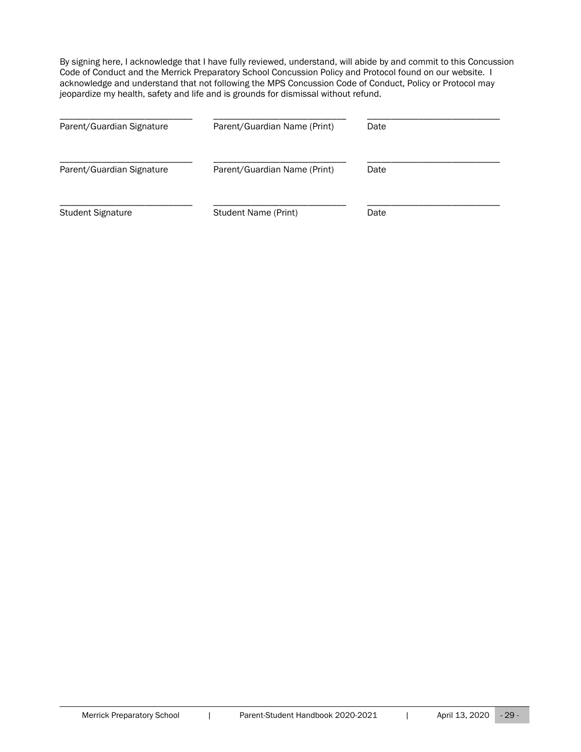By signing here, I acknowledge that I have fully reviewed, understand, will abide by and commit to this Concussion Code of Conduct and the Merrick Preparatory School Concussion Policy and Protocol found on our website. I acknowledge and understand that not following the MPS Concussion Code of Conduct, Policy or Protocol may jeopardize my health, safety and life and is grounds for dismissal without refund.

| | | |
|---|---|---|
| ___________________________ | ___________________________ | ___________________________ |
| Parent/Guardian Signature | Parent/Guardian Name (Print) | Date |
| ___________________________ | ___________________________ | ___________________________ |
| Parent/Guardian Signature | Parent/Guardian Name (Print) | Date |
| ___________________________ | ___________________________ | ___________________________ |
| Student Signature | Student Name (Print) | Date |